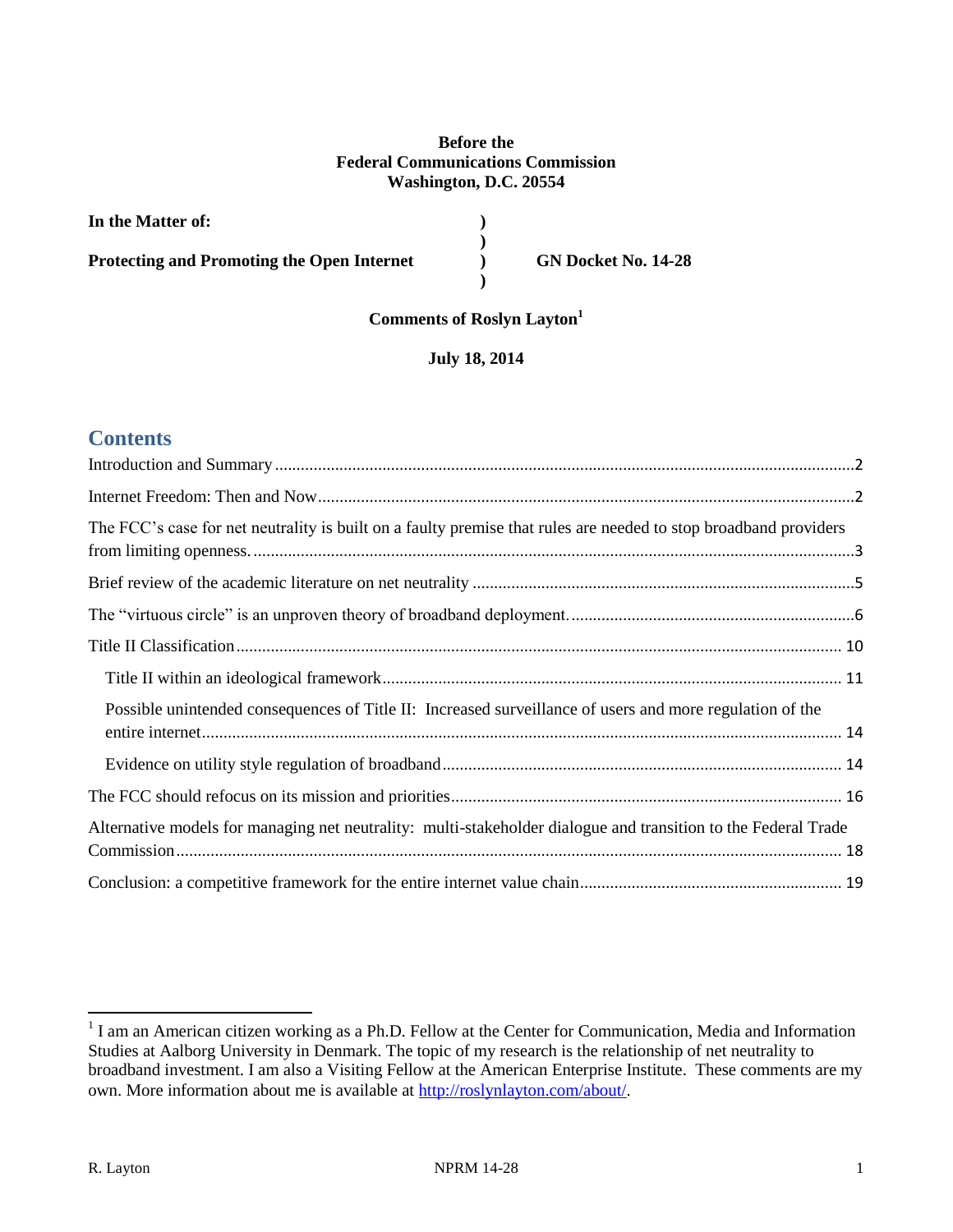**Before the**
**Federal Communications Commission**
**Washington, D.C. 20554**

| | | |
|---|---|---|
| **In the Matter of:** | **)** | |
| | **)** | |
| **Protecting and Promoting the Open Internet** | **)** | **GN Docket No. 14-28** |
| | **)** | |

**Comments of Roslyn Layton[1]**

**July 18, 2014**

## Contents

Introduction and Summary ..... 2

Internet Freedom: Then and Now ..... 2

The FCC's case for net neutrality is built on a faulty premise that rules are needed to stop broadband providers from limiting openness. ..... 3

Brief review of the academic literature on net neutrality ..... 5

The "virtuous circle" is an unproven theory of broadband deployment. ..... 6

Title II Classification ..... 10

- Title II within an ideological framework ..... 11
- Possible unintended consequences of Title II: Increased surveillance of users and more regulation of the entire internet ..... 14
- Evidence on utility style regulation of broadband ..... 14

The FCC should refocus on its mission and priorities ..... 16

Alternative models for managing net neutrality: multi-stakeholder dialogue and transition to the Federal Trade Commission ..... 18

Conclusion: a competitive framework for the entire internet value chain ..... 19

---

[1] I am an American citizen working as a Ph.D. Fellow at the Center for Communication, Media and Information Studies at Aalborg University in Denmark. The topic of my research is the relationship of net neutrality to broadband investment. I am also a Visiting Fellow at the American Enterprise Institute. These comments are my own. More information about me is available at http://roslynlayton.com/about/.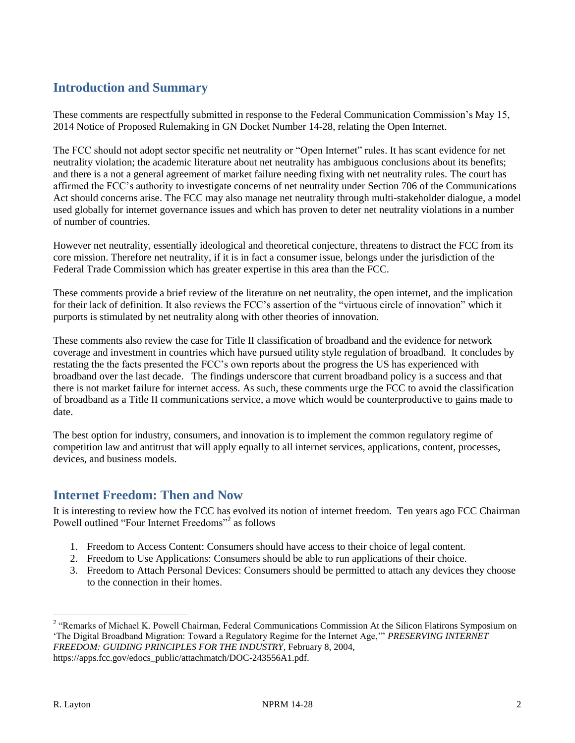## Introduction and Summary

These comments are respectfully submitted in response to the Federal Communication Commission's May 15, 2014 Notice of Proposed Rulemaking in GN Docket Number 14-28, relating the Open Internet.

The FCC should not adopt sector specific net neutrality or "Open Internet" rules. It has scant evidence for net neutrality violation; the academic literature about net neutrality has ambiguous conclusions about its benefits; and there is a not a general agreement of market failure needing fixing with net neutrality rules. The court has affirmed the FCC's authority to investigate concerns of net neutrality under Section 706 of the Communications Act should concerns arise. The FCC may also manage net neutrality through multi-stakeholder dialogue, a model used globally for internet governance issues and which has proven to deter net neutrality violations in a number of number of countries.

However net neutrality, essentially ideological and theoretical conjecture, threatens to distract the FCC from its core mission. Therefore net neutrality, if it is in fact a consumer issue, belongs under the jurisdiction of the Federal Trade Commission which has greater expertise in this area than the FCC.

These comments provide a brief review of the literature on net neutrality, the open internet, and the implication for their lack of definition. It also reviews the FCC's assertion of the "virtuous circle of innovation" which it purports is stimulated by net neutrality along with other theories of innovation.

These comments also review the case for Title II classification of broadband and the evidence for network coverage and investment in countries which have pursued utility style regulation of broadband. It concludes by restating the the facts presented the FCC's own reports about the progress the US has experienced with broadband over the last decade. The findings underscore that current broadband policy is a success and that there is not market failure for internet access. As such, these comments urge the FCC to avoid the classification of broadband as a Title II communications service, a move which would be counterproductive to gains made to date.

The best option for industry, consumers, and innovation is to implement the common regulatory regime of competition law and antitrust that will apply equally to all internet services, applications, content, processes, devices, and business models.

## Internet Freedom: Then and Now

It is interesting to review how the FCC has evolved its notion of internet freedom. Ten years ago FCC Chairman Powell outlined "Four Internet Freedoms"[2] as follows

1. Freedom to Access Content: Consumers should have access to their choice of legal content.
2. Freedom to Use Applications: Consumers should be able to run applications of their choice.
3. Freedom to Attach Personal Devices: Consumers should be permitted to attach any devices they choose to the connection in their homes.

---

[2] "Remarks of Michael K. Powell Chairman, Federal Communications Commission At the Silicon Flatirons Symposium on 'The Digital Broadband Migration: Toward a Regulatory Regime for the Internet Age,'" *PRESERVING INTERNET FREEDOM: GUIDING PRINCIPLES FOR THE INDUSTRY*, February 8, 2004, https://apps.fcc.gov/edocs_public/attachmatch/DOC-243556A1.pdf.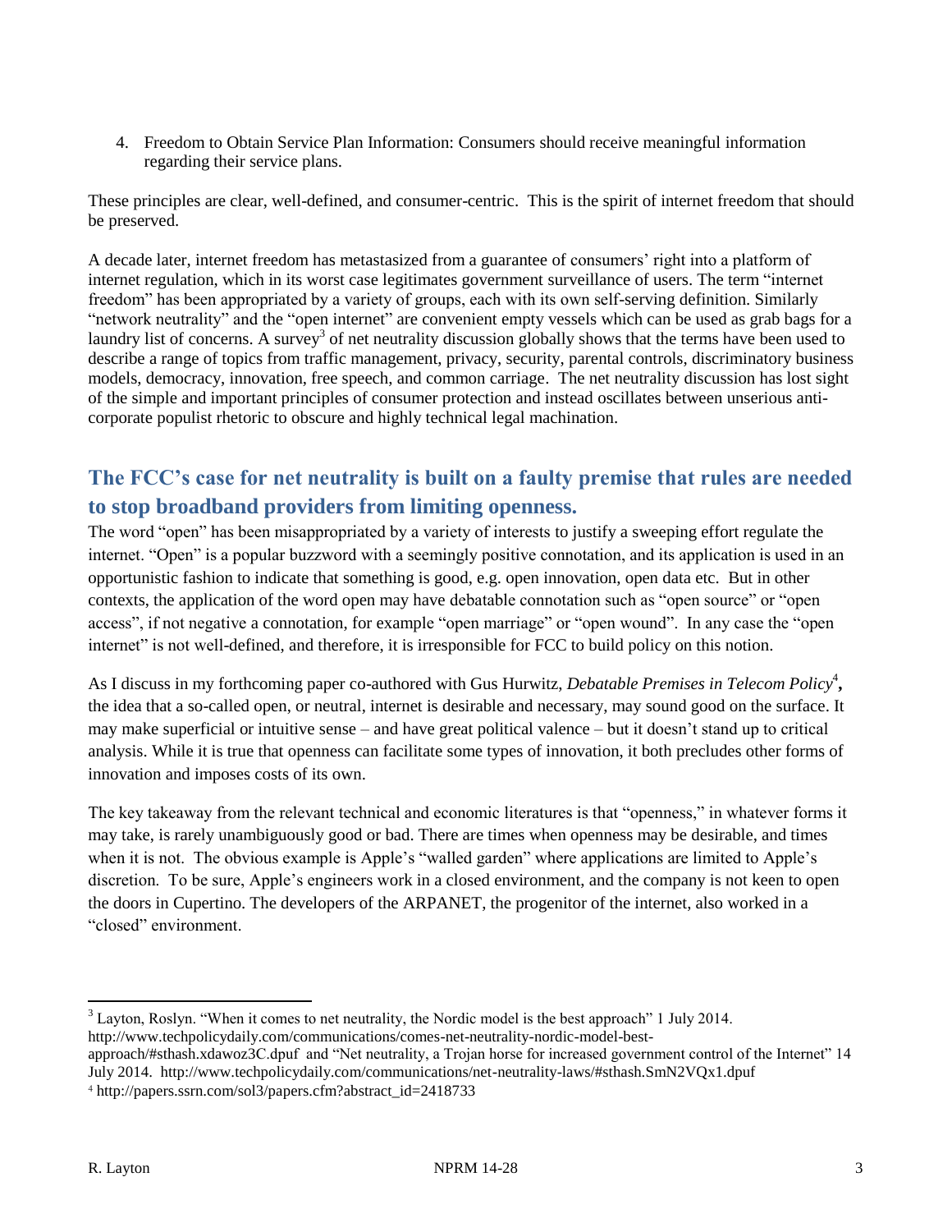4. Freedom to Obtain Service Plan Information: Consumers should receive meaningful information regarding their service plans.

These principles are clear, well-defined, and consumer-centric. This is the spirit of internet freedom that should be preserved.

A decade later, internet freedom has metastasized from a guarantee of consumers' right into a platform of internet regulation, which in its worst case legitimates government surveillance of users. The term "internet freedom" has been appropriated by a variety of groups, each with its own self-serving definition. Similarly "network neutrality" and the "open internet" are convenient empty vessels which can be used as grab bags for a laundry list of concerns. A survey[3] of net neutrality discussion globally shows that the terms have been used to describe a range of topics from traffic management, privacy, security, parental controls, discriminatory business models, democracy, innovation, free speech, and common carriage. The net neutrality discussion has lost sight of the simple and important principles of consumer protection and instead oscillates between unserious anti-corporate populist rhetoric to obscure and highly technical legal machination.

## The FCC's case for net neutrality is built on a faulty premise that rules are needed to stop broadband providers from limiting openness.

The word "open" has been misappropriated by a variety of interests to justify a sweeping effort regulate the internet. "Open" is a popular buzzword with a seemingly positive connotation, and its application is used in an opportunistic fashion to indicate that something is good, e.g. open innovation, open data etc. But in other contexts, the application of the word open may have debatable connotation such as "open source" or "open access", if not negative a connotation, for example "open marriage" or "open wound". In any case the "open internet" is not well-defined, and therefore, it is irresponsible for FCC to build policy on this notion.

As I discuss in my forthcoming paper co-authored with Gus Hurwitz, *Debatable Premises in Telecom Policy*[4]**,** the idea that a so-called open, or neutral, internet is desirable and necessary, may sound good on the surface. It may make superficial or intuitive sense – and have great political valence – but it doesn't stand up to critical analysis. While it is true that openness can facilitate some types of innovation, it both precludes other forms of innovation and imposes costs of its own.

The key takeaway from the relevant technical and economic literatures is that "openness," in whatever forms it may take, is rarely unambiguously good or bad. There are times when openness may be desirable, and times when it is not. The obvious example is Apple's "walled garden" where applications are limited to Apple's discretion. To be sure, Apple's engineers work in a closed environment, and the company is not keen to open the doors in Cupertino. The developers of the ARPANET, the progenitor of the internet, also worked in a "closed" environment.

---

[3] Layton, Roslyn. "When it comes to net neutrality, the Nordic model is the best approach" 1 July 2014. http://www.techpolicydaily.com/communications/comes-net-neutrality-nordic-model-best-approach/#sthash.xdawoz3C.dpuf and "Net neutrality, a Trojan horse for increased government control of the Internet" 14 July 2014. http://www.techpolicydaily.com/communications/net-neutrality-laws/#sthash.SmN2VQx1.dpuf

[4] http://papers.ssrn.com/sol3/papers.cfm?abstract_id=2418733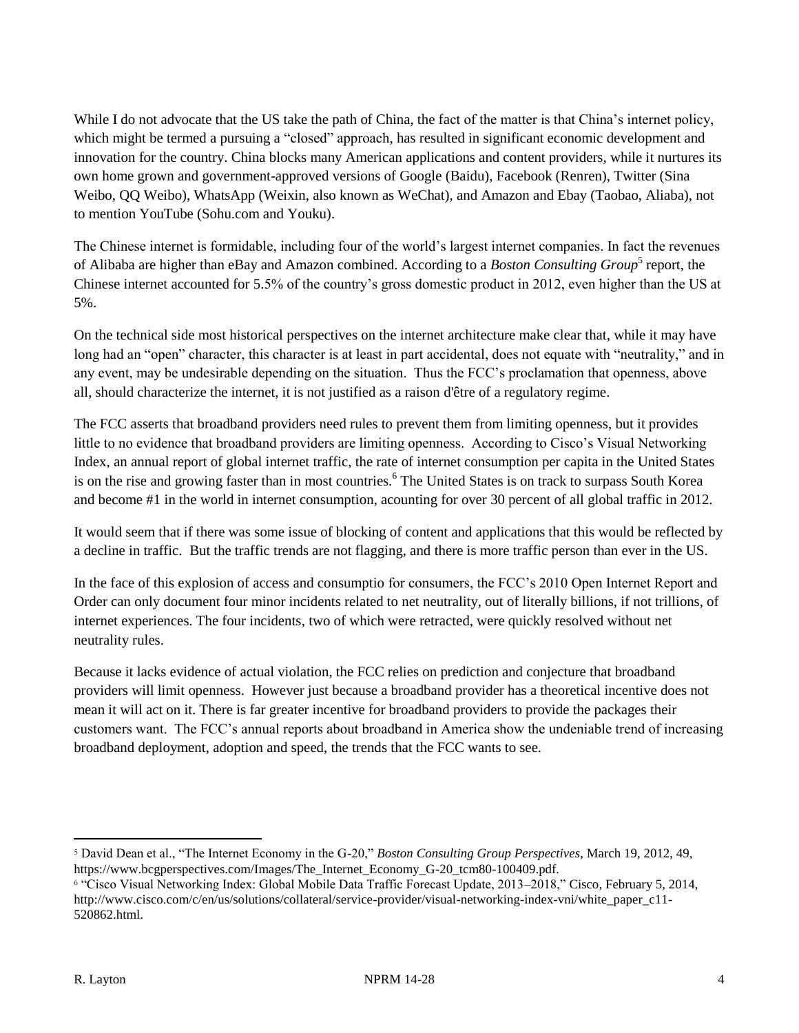While I do not advocate that the US take the path of China, the fact of the matter is that China's internet policy, which might be termed a pursuing a "closed" approach, has resulted in significant economic development and innovation for the country. China blocks many American applications and content providers, while it nurtures its own home grown and government-approved versions of Google (Baidu), Facebook (Renren), Twitter (Sina Weibo, QQ Weibo), WhatsApp (Weixin, also known as WeChat), and Amazon and Ebay (Taobao, Aliaba), not to mention YouTube (Sohu.com and Youku).

The Chinese internet is formidable, including four of the world's largest internet companies. In fact the revenues of Alibaba are higher than eBay and Amazon combined. According to a *Boston Consulting Group*[5] report, the Chinese internet accounted for 5.5% of the country's gross domestic product in 2012, even higher than the US at 5%.

On the technical side most historical perspectives on the internet architecture make clear that, while it may have long had an "open" character, this character is at least in part accidental, does not equate with "neutrality," and in any event, may be undesirable depending on the situation. Thus the FCC's proclamation that openness, above all, should characterize the internet, it is not justified as a raison d'être of a regulatory regime.

The FCC asserts that broadband providers need rules to prevent them from limiting openness, but it provides little to no evidence that broadband providers are limiting openness. According to Cisco's Visual Networking Index, an annual report of global internet traffic, the rate of internet consumption per capita in the United States is on the rise and growing faster than in most countries.[6] The United States is on track to surpass South Korea and become #1 in the world in internet consumption, acounting for over 30 percent of all global traffic in 2012.

It would seem that if there was some issue of blocking of content and applications that this would be reflected by a decline in traffic. But the traffic trends are not flagging, and there is more traffic person than ever in the US.

In the face of this explosion of access and consumptio for consumers, the FCC's 2010 Open Internet Report and Order can only document four minor incidents related to net neutrality, out of literally billions, if not trillions, of internet experiences. The four incidents, two of which were retracted, were quickly resolved without net neutrality rules.

Because it lacks evidence of actual violation, the FCC relies on prediction and conjecture that broadband providers will limit openness. However just because a broadband provider has a theoretical incentive does not mean it will act on it. There is far greater incentive for broadband providers to provide the packages their customers want. The FCC's annual reports about broadband in America show the undeniable trend of increasing broadband deployment, adoption and speed, the trends that the FCC wants to see.

---

[5] David Dean et al., "The Internet Economy in the G-20," *Boston Consulting Group Perspectives*, March 19, 2012, 49, https://www.bcgperspectives.com/Images/The_Internet_Economy_G-20_tcm80-100409.pdf.

[6] "Cisco Visual Networking Index: Global Mobile Data Traffic Forecast Update, 2013–2018," Cisco, February 5, 2014, http://www.cisco.com/c/en/us/solutions/collateral/service-provider/visual-networking-index-vni/white_paper_c11-520862.html.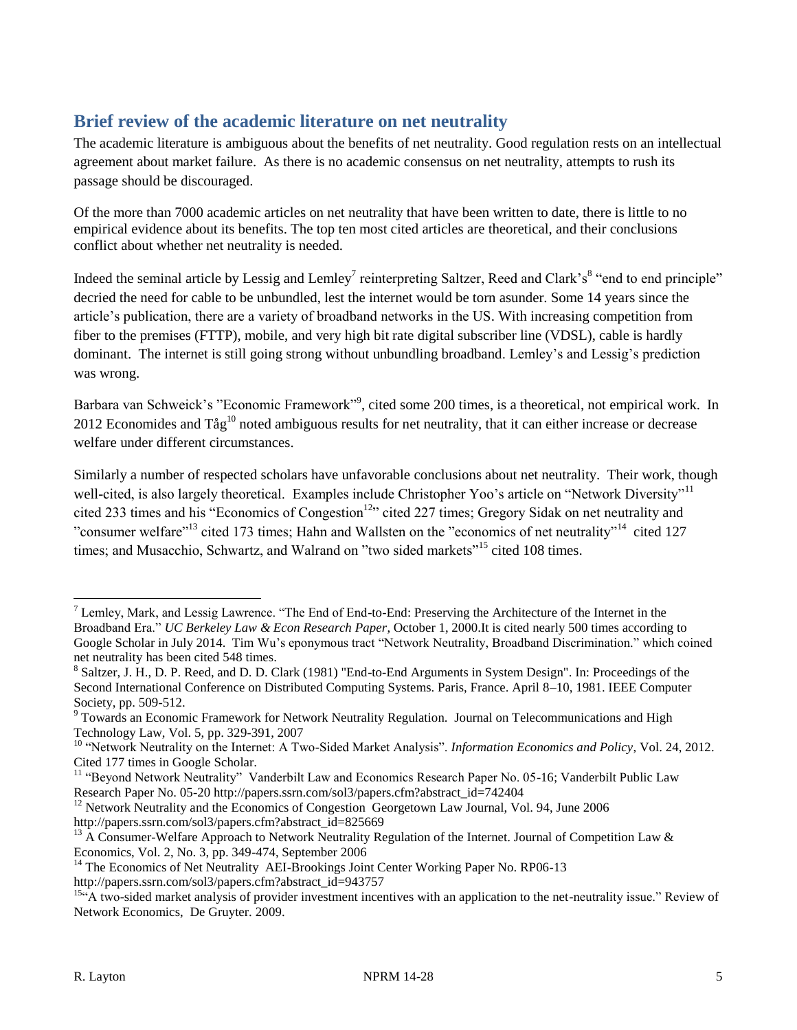## Brief review of the academic literature on net neutrality

The academic literature is ambiguous about the benefits of net neutrality. Good regulation rests on an intellectual agreement about market failure. As there is no academic consensus on net neutrality, attempts to rush its passage should be discouraged.

Of the more than 7000 academic articles on net neutrality that have been written to date, there is little to no empirical evidence about its benefits. The top ten most cited articles are theoretical, and their conclusions conflict about whether net neutrality is needed.

Indeed the seminal article by Lessig and Lemley[7] reinterpreting Saltzer, Reed and Clark's[8] "end to end principle" decried the need for cable to be unbundled, lest the internet would be torn asunder. Some 14 years since the article's publication, there are a variety of broadband networks in the US. With increasing competition from fiber to the premises (FTTP), mobile, and very high bit rate digital subscriber line (VDSL), cable is hardly dominant. The internet is still going strong without unbundling broadband. Lemley's and Lessig's prediction was wrong.

Barbara van Schweick's "Economic Framework"[9], cited some 200 times, is a theoretical, not empirical work. In 2012 Economides and Tåg[10] noted ambiguous results for net neutrality, that it can either increase or decrease welfare under different circumstances.

Similarly a number of respected scholars have unfavorable conclusions about net neutrality. Their work, though well-cited, is also largely theoretical. Examples include Christopher Yoo's article on "Network Diversity"[11] cited 233 times and his "Economics of Congestion[12]" cited 227 times; Gregory Sidak on net neutrality and "consumer welfare"[13] cited 173 times; Hahn and Wallsten on the "economics of net neutrality"[14] cited 127 times; and Musacchio, Schwartz, and Walrand on "two sided markets"[15] cited 108 times.

---

[7] Lemley, Mark, and Lessig Lawrence. "The End of End-to-End: Preserving the Architecture of the Internet in the Broadband Era." *UC Berkeley Law & Econ Research Paper*, October 1, 2000.It is cited nearly 500 times according to Google Scholar in July 2014. Tim Wu's eponymous tract "Network Neutrality, Broadband Discrimination." which coined net neutrality has been cited 548 times.

[8] Saltzer, J. H., D. P. Reed, and D. D. Clark (1981) "End-to-End Arguments in System Design". In: Proceedings of the Second International Conference on Distributed Computing Systems. Paris, France. April 8–10, 1981. IEEE Computer Society, pp. 509-512.

[9] Towards an Economic Framework for Network Neutrality Regulation. Journal on Telecommunications and High Technology Law, Vol. 5, pp. 329-391, 2007

[10] "Network Neutrality on the Internet: A Two-Sided Market Analysis". *Information Economics and Policy*, Vol. 24, 2012. Cited 177 times in Google Scholar.

[11] "Beyond Network Neutrality" Vanderbilt Law and Economics Research Paper No. 05-16; Vanderbilt Public Law Research Paper No. 05-20 http://papers.ssrn.com/sol3/papers.cfm?abstract_id=742404

[12] Network Neutrality and the Economics of Congestion Georgetown Law Journal, Vol. 94, June 2006 http://papers.ssrn.com/sol3/papers.cfm?abstract_id=825669

[13] A Consumer-Welfare Approach to Network Neutrality Regulation of the Internet. Journal of Competition Law & Economics, Vol. 2, No. 3, pp. 349-474, September 2006

[14] The Economics of Net Neutrality AEI-Brookings Joint Center Working Paper No. RP06-13 http://papers.ssrn.com/sol3/papers.cfm?abstract_id=943757

[15] "A two-sided market analysis of provider investment incentives with an application to the net-neutrality issue." Review of Network Economics, De Gruyter. 2009.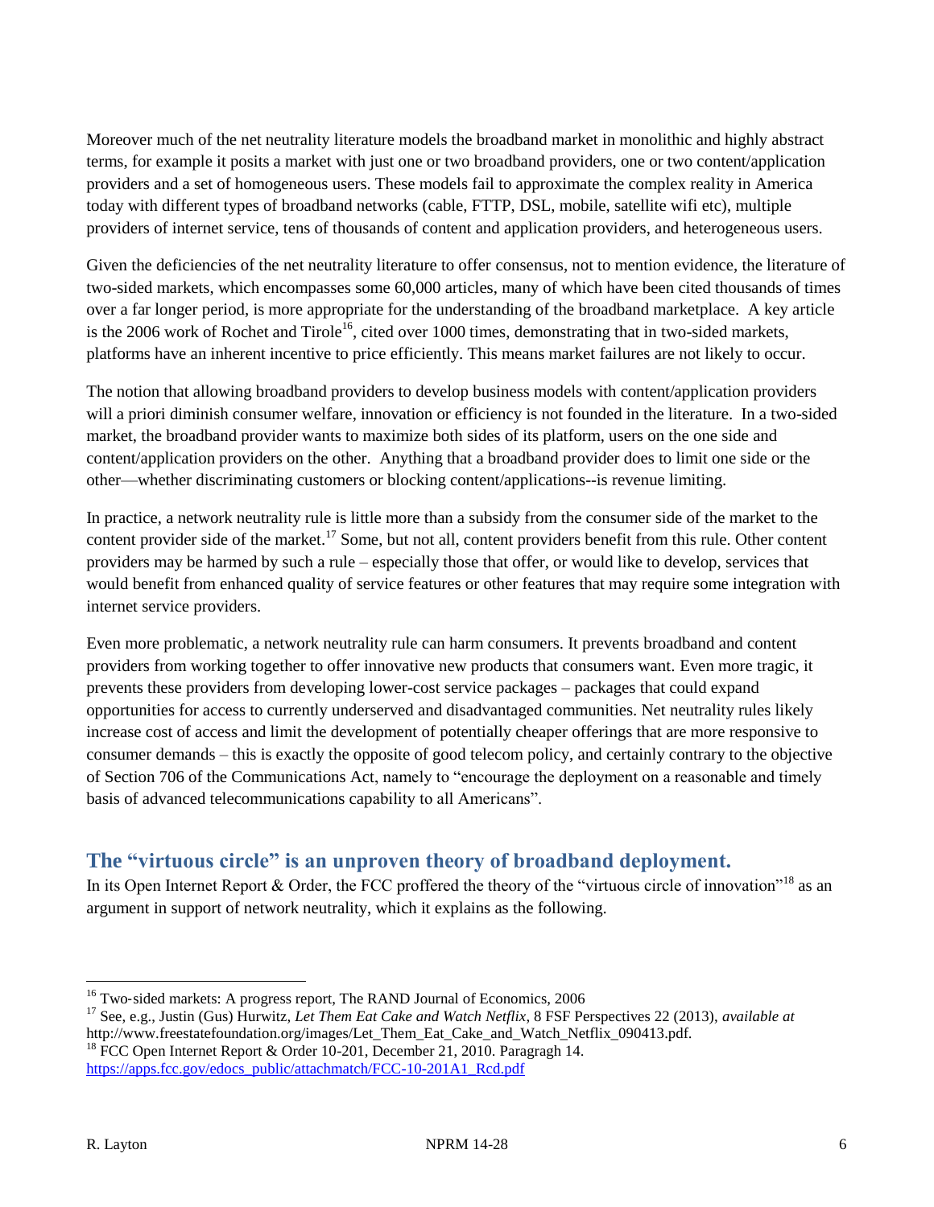Moreover much of the net neutrality literature models the broadband market in monolithic and highly abstract terms, for example it posits a market with just one or two broadband providers, one or two content/application providers and a set of homogeneous users. These models fail to approximate the complex reality in America today with different types of broadband networks (cable, FTTP, DSL, mobile, satellite wifi etc), multiple providers of internet service, tens of thousands of content and application providers, and heterogeneous users.

Given the deficiencies of the net neutrality literature to offer consensus, not to mention evidence, the literature of two-sided markets, which encompasses some 60,000 articles, many of which have been cited thousands of times over a far longer period, is more appropriate for the understanding of the broadband marketplace. A key article is the 2006 work of Rochet and Tirole[16], cited over 1000 times, demonstrating that in two-sided markets, platforms have an inherent incentive to price efficiently. This means market failures are not likely to occur.

The notion that allowing broadband providers to develop business models with content/application providers will a priori diminish consumer welfare, innovation or efficiency is not founded in the literature. In a two-sided market, the broadband provider wants to maximize both sides of its platform, users on the one side and content/application providers on the other. Anything that a broadband provider does to limit one side or the other—whether discriminating customers or blocking content/applications--is revenue limiting.

In practice, a network neutrality rule is little more than a subsidy from the consumer side of the market to the content provider side of the market.[17] Some, but not all, content providers benefit from this rule. Other content providers may be harmed by such a rule – especially those that offer, or would like to develop, services that would benefit from enhanced quality of service features or other features that may require some integration with internet service providers.

Even more problematic, a network neutrality rule can harm consumers. It prevents broadband and content providers from working together to offer innovative new products that consumers want. Even more tragic, it prevents these providers from developing lower-cost service packages – packages that could expand opportunities for access to currently underserved and disadvantaged communities. Net neutrality rules likely increase cost of access and limit the development of potentially cheaper offerings that are more responsive to consumer demands – this is exactly the opposite of good telecom policy, and certainly contrary to the objective of Section 706 of the Communications Act, namely to "encourage the deployment on a reasonable and timely basis of advanced telecommunications capability to all Americans".

## The "virtuous circle" is an unproven theory of broadband deployment.

In its Open Internet Report & Order, the FCC proffered the theory of the "virtuous circle of innovation"[18] as an argument in support of network neutrality, which it explains as the following.

---

[16] Two-sided markets: A progress report, The RAND Journal of Economics, 2006

[17] See, e.g., Justin (Gus) Hurwitz, *Let Them Eat Cake and Watch Netflix*, 8 FSF Perspectives 22 (2013), *available at* http://www.freestatefoundation.org/images/Let_Them_Eat_Cake_and_Watch_Netflix_090413.pdf.

[18] FCC Open Internet Report & Order 10-201, December 21, 2010. Paragragh 14. https://apps.fcc.gov/edocs_public/attachmatch/FCC-10-201A1_Rcd.pdf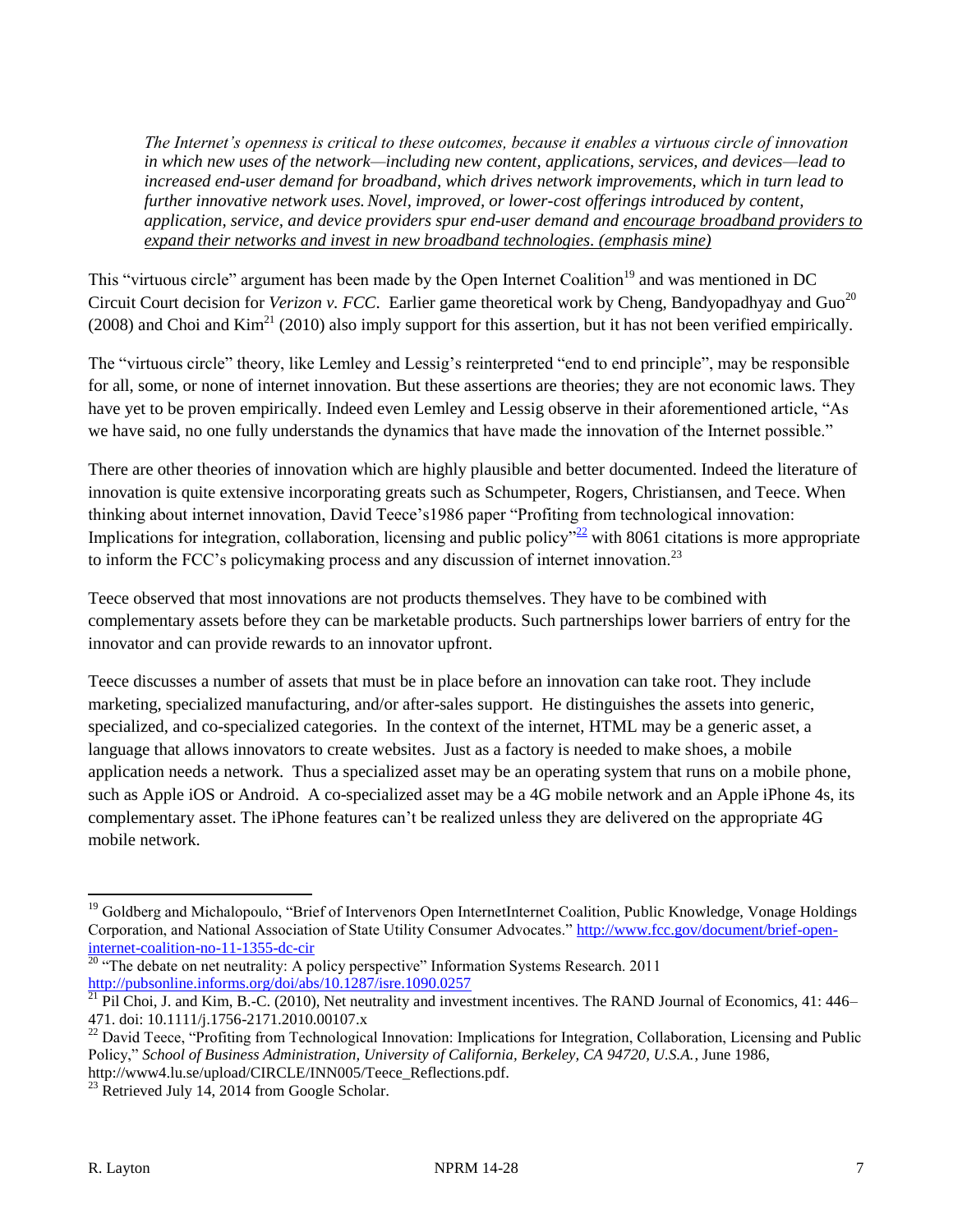> *The Internet's openness is critical to these outcomes, because it enables a virtuous circle of innovation in which new uses of the network—including new content, applications, services, and devices—lead to increased end-user demand for broadband, which drives network improvements, which in turn lead to further innovative network uses. Novel, improved, or lower-cost offerings introduced by content, application, service, and device providers spur end-user demand and <u>encourage broadband providers to expand their networks and invest in new broadband technologies. (emphasis mine)</u>*

This "virtuous circle" argument has been made by the Open Internet Coalition[19] and was mentioned in DC Circuit Court decision for *Verizon v. FCC*. Earlier game theoretical work by Cheng, Bandyopadhyay and Guo[20] (2008) and Choi and Kim[21] (2010) also imply support for this assertion, but it has not been verified empirically.

The "virtuous circle" theory, like Lemley and Lessig's reinterpreted "end to end principle", may be responsible for all, some, or none of internet innovation. But these assertions are theories; they are not economic laws. They have yet to be proven empirically. Indeed even Lemley and Lessig observe in their aforementioned article, "As we have said, no one fully understands the dynamics that have made the innovation of the Internet possible."

There are other theories of innovation which are highly plausible and better documented. Indeed the literature of innovation is quite extensive incorporating greats such as Schumpeter, Rogers, Christiansen, and Teece. When thinking about internet innovation, David Teece's1986 paper "Profiting from technological innovation: Implications for integration, collaboration, licensing and public policy"[22] with 8061 citations is more appropriate to inform the FCC's policymaking process and any discussion of internet innovation.[23]

Teece observed that most innovations are not products themselves. They have to be combined with complementary assets before they can be marketable products. Such partnerships lower barriers of entry for the innovator and can provide rewards to an innovator upfront.

Teece discusses a number of assets that must be in place before an innovation can take root. They include marketing, specialized manufacturing, and/or after-sales support. He distinguishes the assets into generic, specialized, and co-specialized categories. In the context of the internet, HTML may be a generic asset, a language that allows innovators to create websites. Just as a factory is needed to make shoes, a mobile application needs a network. Thus a specialized asset may be an operating system that runs on a mobile phone, such as Apple iOS or Android. A co-specialized asset may be a 4G mobile network and an Apple iPhone 4s, its complementary asset. The iPhone features can't be realized unless they are delivered on the appropriate 4G mobile network.

---

[19] Goldberg and Michalopoulo, "Brief of Intervenors Open InternetInternet Coalition, Public Knowledge, Vonage Holdings Corporation, and National Association of State Utility Consumer Advocates." http://www.fcc.gov/document/brief-open-internet-coalition-no-11-1355-dc-cir

[20] "The debate on net neutrality: A policy perspective" Information Systems Research. 2011 http://pubsonline.informs.org/doi/abs/10.1287/isre.1090.0257

[21] Pil Choi, J. and Kim, B.-C. (2010), Net neutrality and investment incentives. The RAND Journal of Economics, 41: 446–471. doi: 10.1111/j.1756-2171.2010.00107.x

[22] David Teece, "Profiting from Technological Innovation: Implications for Integration, Collaboration, Licensing and Public Policy," *School of Business Administration, University of California, Berkeley, CA 94720, U.S.A.*, June 1986, http://www4.lu.se/upload/CIRCLE/INN005/Teece_Reflections.pdf.

[23] Retrieved July 14, 2014 from Google Scholar.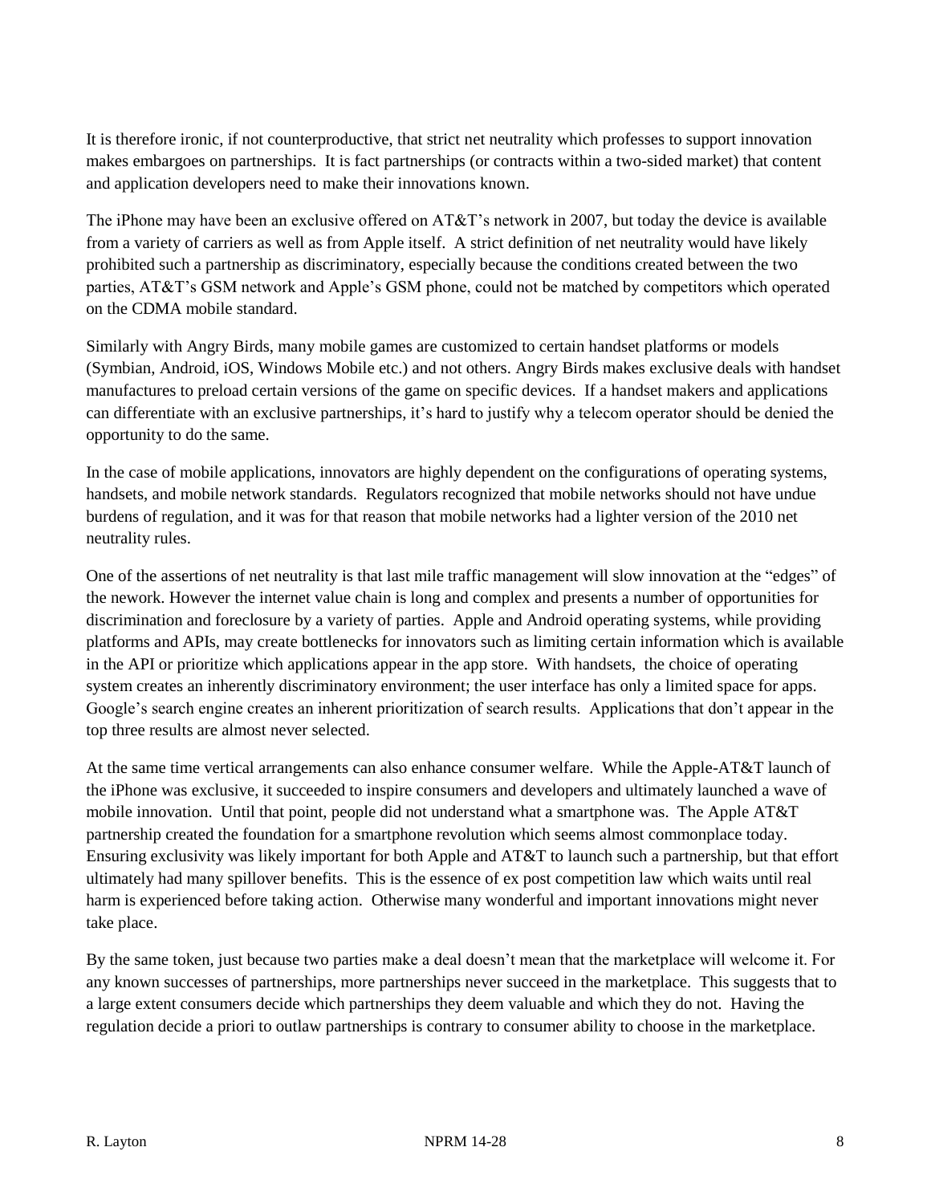It is therefore ironic, if not counterproductive, that strict net neutrality which professes to support innovation makes embargoes on partnerships. It is fact partnerships (or contracts within a two-sided market) that content and application developers need to make their innovations known.

The iPhone may have been an exclusive offered on AT&T's network in 2007, but today the device is available from a variety of carriers as well as from Apple itself. A strict definition of net neutrality would have likely prohibited such a partnership as discriminatory, especially because the conditions created between the two parties, AT&T's GSM network and Apple's GSM phone, could not be matched by competitors which operated on the CDMA mobile standard.

Similarly with Angry Birds, many mobile games are customized to certain handset platforms or models (Symbian, Android, iOS, Windows Mobile etc.) and not others. Angry Birds makes exclusive deals with handset manufactures to preload certain versions of the game on specific devices. If a handset makers and applications can differentiate with an exclusive partnerships, it's hard to justify why a telecom operator should be denied the opportunity to do the same.

In the case of mobile applications, innovators are highly dependent on the configurations of operating systems, handsets, and mobile network standards. Regulators recognized that mobile networks should not have undue burdens of regulation, and it was for that reason that mobile networks had a lighter version of the 2010 net neutrality rules.

One of the assertions of net neutrality is that last mile traffic management will slow innovation at the "edges" of the nework. However the internet value chain is long and complex and presents a number of opportunities for discrimination and foreclosure by a variety of parties. Apple and Android operating systems, while providing platforms and APIs, may create bottlenecks for innovators such as limiting certain information which is available in the API or prioritize which applications appear in the app store. With handsets, the choice of operating system creates an inherently discriminatory environment; the user interface has only a limited space for apps. Google's search engine creates an inherent prioritization of search results. Applications that don't appear in the top three results are almost never selected.

At the same time vertical arrangements can also enhance consumer welfare. While the Apple-AT&T launch of the iPhone was exclusive, it succeeded to inspire consumers and developers and ultimately launched a wave of mobile innovation. Until that point, people did not understand what a smartphone was. The Apple AT&T partnership created the foundation for a smartphone revolution which seems almost commonplace today. Ensuring exclusivity was likely important for both Apple and AT&T to launch such a partnership, but that effort ultimately had many spillover benefits. This is the essence of ex post competition law which waits until real harm is experienced before taking action. Otherwise many wonderful and important innovations might never take place.

By the same token, just because two parties make a deal doesn't mean that the marketplace will welcome it. For any known successes of partnerships, more partnerships never succeed in the marketplace. This suggests that to a large extent consumers decide which partnerships they deem valuable and which they do not. Having the regulation decide a priori to outlaw partnerships is contrary to consumer ability to choose in the marketplace.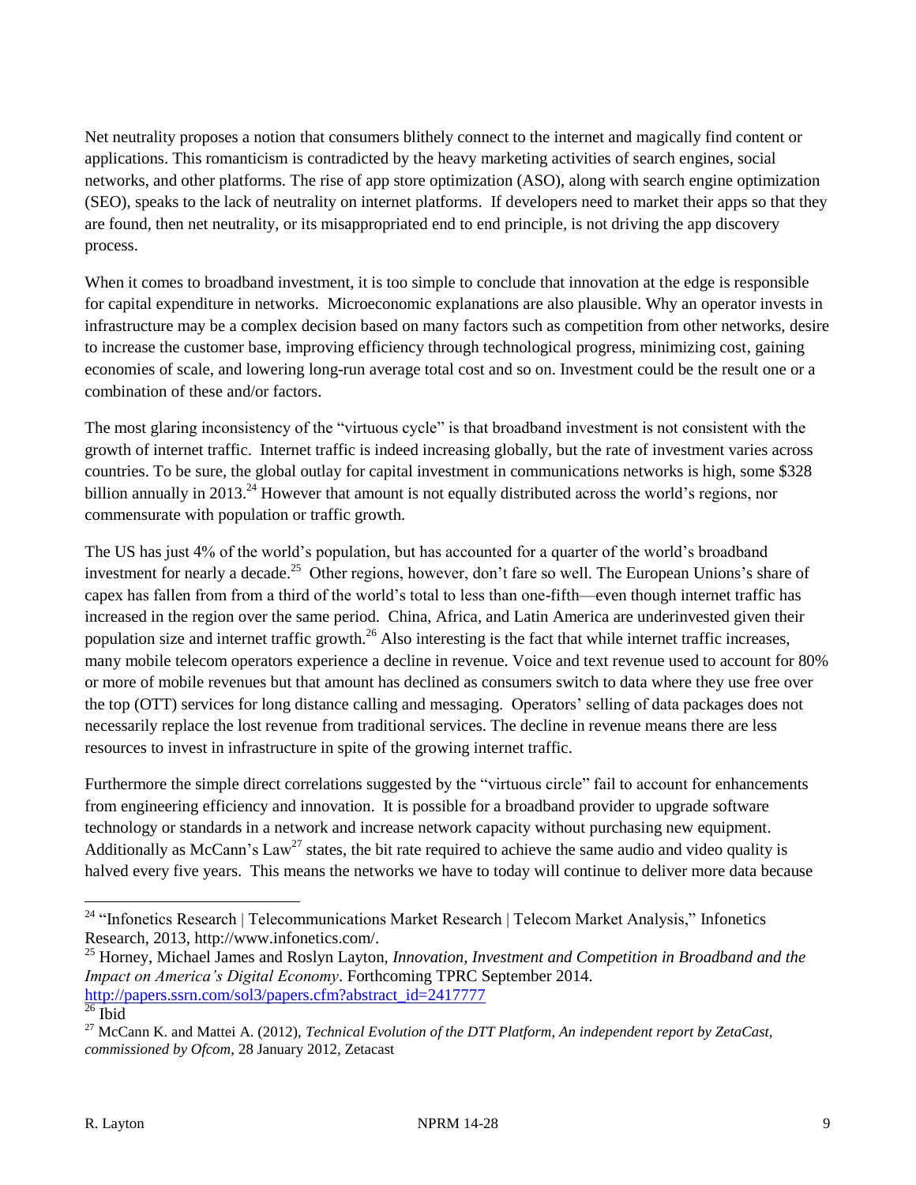Net neutrality proposes a notion that consumers blithely connect to the internet and magically find content or applications. This romanticism is contradicted by the heavy marketing activities of search engines, social networks, and other platforms. The rise of app store optimization (ASO), along with search engine optimization (SEO), speaks to the lack of neutrality on internet platforms. If developers need to market their apps so that they are found, then net neutrality, or its misappropriated end to end principle, is not driving the app discovery process.

When it comes to broadband investment, it is too simple to conclude that innovation at the edge is responsible for capital expenditure in networks. Microeconomic explanations are also plausible. Why an operator invests in infrastructure may be a complex decision based on many factors such as competition from other networks, desire to increase the customer base, improving efficiency through technological progress, minimizing cost, gaining economies of scale, and lowering long-run average total cost and so on. Investment could be the result one or a combination of these and/or factors.

The most glaring inconsistency of the "virtuous cycle" is that broadband investment is not consistent with the growth of internet traffic. Internet traffic is indeed increasing globally, but the rate of investment varies across countries. To be sure, the global outlay for capital investment in communications networks is high, some $328 billion annually in 2013.[24] However that amount is not equally distributed across the world's regions, nor commensurate with population or traffic growth.

The US has just 4% of the world's population, but has accounted for a quarter of the world's broadband investment for nearly a decade.[25] Other regions, however, don't fare so well. The European Unions's share of capex has fallen from from a third of the world's total to less than one-fifth—even though internet traffic has increased in the region over the same period. China, Africa, and Latin America are underinvested given their population size and internet traffic growth.[26] Also interesting is the fact that while internet traffic increases, many mobile telecom operators experience a decline in revenue. Voice and text revenue used to account for 80% or more of mobile revenues but that amount has declined as consumers switch to data where they use free over the top (OTT) services for long distance calling and messaging. Operators' selling of data packages does not necessarily replace the lost revenue from traditional services. The decline in revenue means there are less resources to invest in infrastructure in spite of the growing internet traffic.

Furthermore the simple direct correlations suggested by the "virtuous circle" fail to account for enhancements from engineering efficiency and innovation. It is possible for a broadband provider to upgrade software technology or standards in a network and increase network capacity without purchasing new equipment. Additionally as McCann's Law[27] states, the bit rate required to achieve the same audio and video quality is halved every five years. This means the networks we have to today will continue to deliver more data because

---

[24] "Infonetics Research | Telecommunications Market Research | Telecom Market Analysis," Infonetics Research, 2013, http://www.infonetics.com/.

[25] Horney, Michael James and Roslyn Layton, *Innovation, Investment and Competition in Broadband and the Impact on America's Digital Economy*. Forthcoming TPRC September 2014. http://papers.ssrn.com/sol3/papers.cfm?abstract_id=2417777

[26] Ibid

[27] McCann K. and Mattei A. (2012), *Technical Evolution of the DTT Platform, An independent report by ZetaCast, commissioned by Ofcom*, 28 January 2012, Zetacast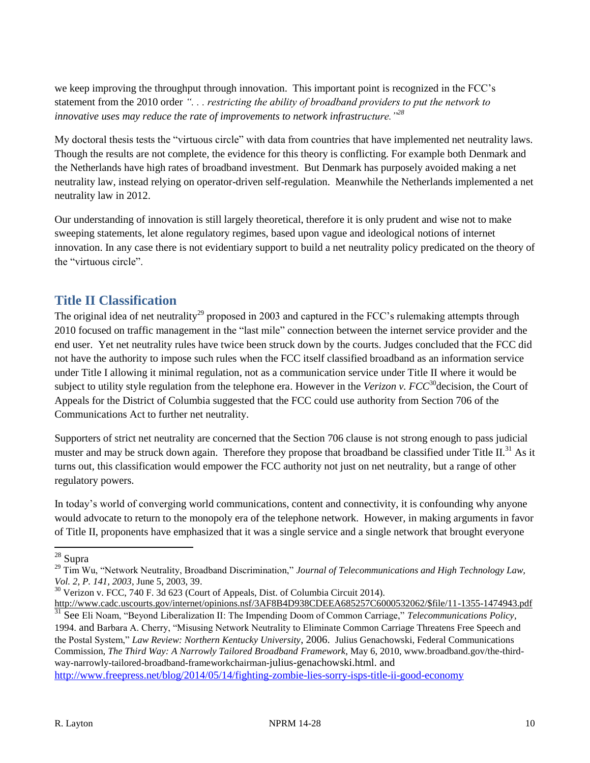we keep improving the throughput through innovation. This important point is recognized in the FCC's statement from the 2010 order *". . . restricting the ability of broadband providers to put the network to innovative uses may reduce the rate of improvements to network infrastructure."*[28]

My doctoral thesis tests the "virtuous circle" with data from countries that have implemented net neutrality laws. Though the results are not complete, the evidence for this theory is conflicting. For example both Denmark and the Netherlands have high rates of broadband investment. But Denmark has purposely avoided making a net neutrality law, instead relying on operator-driven self-regulation. Meanwhile the Netherlands implemented a net neutrality law in 2012.

Our understanding of innovation is still largely theoretical, therefore it is only prudent and wise not to make sweeping statements, let alone regulatory regimes, based upon vague and ideological notions of internet innovation. In any case there is not evidentiary support to build a net neutrality policy predicated on the theory of the "virtuous circle".

## Title II Classification

The original idea of net neutrality[29] proposed in 2003 and captured in the FCC's rulemaking attempts through 2010 focused on traffic management in the "last mile" connection between the internet service provider and the end user. Yet net neutrality rules have twice been struck down by the courts. Judges concluded that the FCC did not have the authority to impose such rules when the FCC itself classified broadband as an information service under Title I allowing it minimal regulation, not as a communication service under Title II where it would be subject to utility style regulation from the telephone era. However in the *Verizon v. FCC*[30]decision, the Court of Appeals for the District of Columbia suggested that the FCC could use authority from Section 706 of the Communications Act to further net neutrality.

Supporters of strict net neutrality are concerned that the Section 706 clause is not strong enough to pass judicial muster and may be struck down again. Therefore they propose that broadband be classified under Title II.[31] As it turns out, this classification would empower the FCC authority not just on net neutrality, but a range of other regulatory powers.

In today's world of converging world communications, content and connectivity, it is confounding why anyone would advocate to return to the monopoly era of the telephone network. However, in making arguments in favor of Title II, proponents have emphasized that it was a single service and a single network that brought everyone

---

[28] Supra

[29] Tim Wu, "Network Neutrality, Broadband Discrimination," *Journal of Telecommunications and High Technology Law, Vol. 2, P. 141, 2003*, June 5, 2003, 39.

[30] Verizon v. FCC, 740 F. 3d 623 (Court of Appeals, Dist. of Columbia Circuit 2014). http://www.cadc.uscourts.gov/internet/opinions.nsf/3AF8B4D938CDEEA685257C6000532062/$file/11-1355-1474943.pdf

[31] See Eli Noam, "Beyond Liberalization II: The Impending Doom of Common Carriage," *Telecommunications Policy*, 1994. and Barbara A. Cherry, "Misusing Network Neutrality to Eliminate Common Carriage Threatens Free Speech and the Postal System," *Law Review: Northern Kentucky University*, 2006. Julius Genachowski, Federal Communications Commission, *The Third Way: A Narrowly Tailored Broadband Framework*, May 6, 2010, www.broadband.gov/the-third-way-narrowly-tailored-broadband-frameworkchairman-julius-genachowski.html. and http://www.freepress.net/blog/2014/05/14/fighting-zombie-lies-sorry-isps-title-ii-good-economy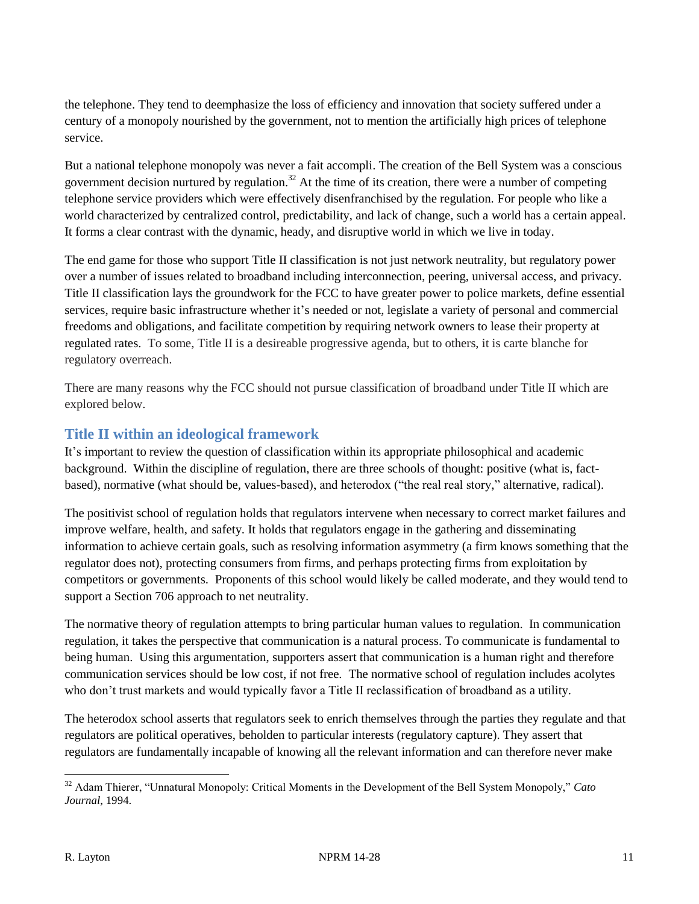the telephone. They tend to deemphasize the loss of efficiency and innovation that society suffered under a century of a monopoly nourished by the government, not to mention the artificially high prices of telephone service.

But a national telephone monopoly was never a fait accompli. The creation of the Bell System was a conscious government decision nurtured by regulation.[32] At the time of its creation, there were a number of competing telephone service providers which were effectively disenfranchised by the regulation. For people who like a world characterized by centralized control, predictability, and lack of change, such a world has a certain appeal. It forms a clear contrast with the dynamic, heady, and disruptive world in which we live in today.

The end game for those who support Title II classification is not just network neutrality, but regulatory power over a number of issues related to broadband including interconnection, peering, universal access, and privacy. Title II classification lays the groundwork for the FCC to have greater power to police markets, define essential services, require basic infrastructure whether it's needed or not, legislate a variety of personal and commercial freedoms and obligations, and facilitate competition by requiring network owners to lease their property at regulated rates. To some, Title II is a desireable progressive agenda, but to others, it is carte blanche for regulatory overreach.

There are many reasons why the FCC should not pursue classification of broadband under Title II which are explored below.

## Title II within an ideological framework

It's important to review the question of classification within its appropriate philosophical and academic background. Within the discipline of regulation, there are three schools of thought: positive (what is, fact-based), normative (what should be, values-based), and heterodox ("the real real story," alternative, radical).

The positivist school of regulation holds that regulators intervene when necessary to correct market failures and improve welfare, health, and safety. It holds that regulators engage in the gathering and disseminating information to achieve certain goals, such as resolving information asymmetry (a firm knows something that the regulator does not), protecting consumers from firms, and perhaps protecting firms from exploitation by competitors or governments. Proponents of this school would likely be called moderate, and they would tend to support a Section 706 approach to net neutrality.

The normative theory of regulation attempts to bring particular human values to regulation. In communication regulation, it takes the perspective that communication is a natural process. To communicate is fundamental to being human. Using this argumentation, supporters assert that communication is a human right and therefore communication services should be low cost, if not free. The normative school of regulation includes acolytes who don't trust markets and would typically favor a Title II reclassification of broadband as a utility.

The heterodox school asserts that regulators seek to enrich themselves through the parties they regulate and that regulators are political operatives, beholden to particular interests (regulatory capture). They assert that regulators are fundamentally incapable of knowing all the relevant information and can therefore never make

---

[32] Adam Thierer, "Unnatural Monopoly: Critical Moments in the Development of the Bell System Monopoly," *Cato Journal*, 1994.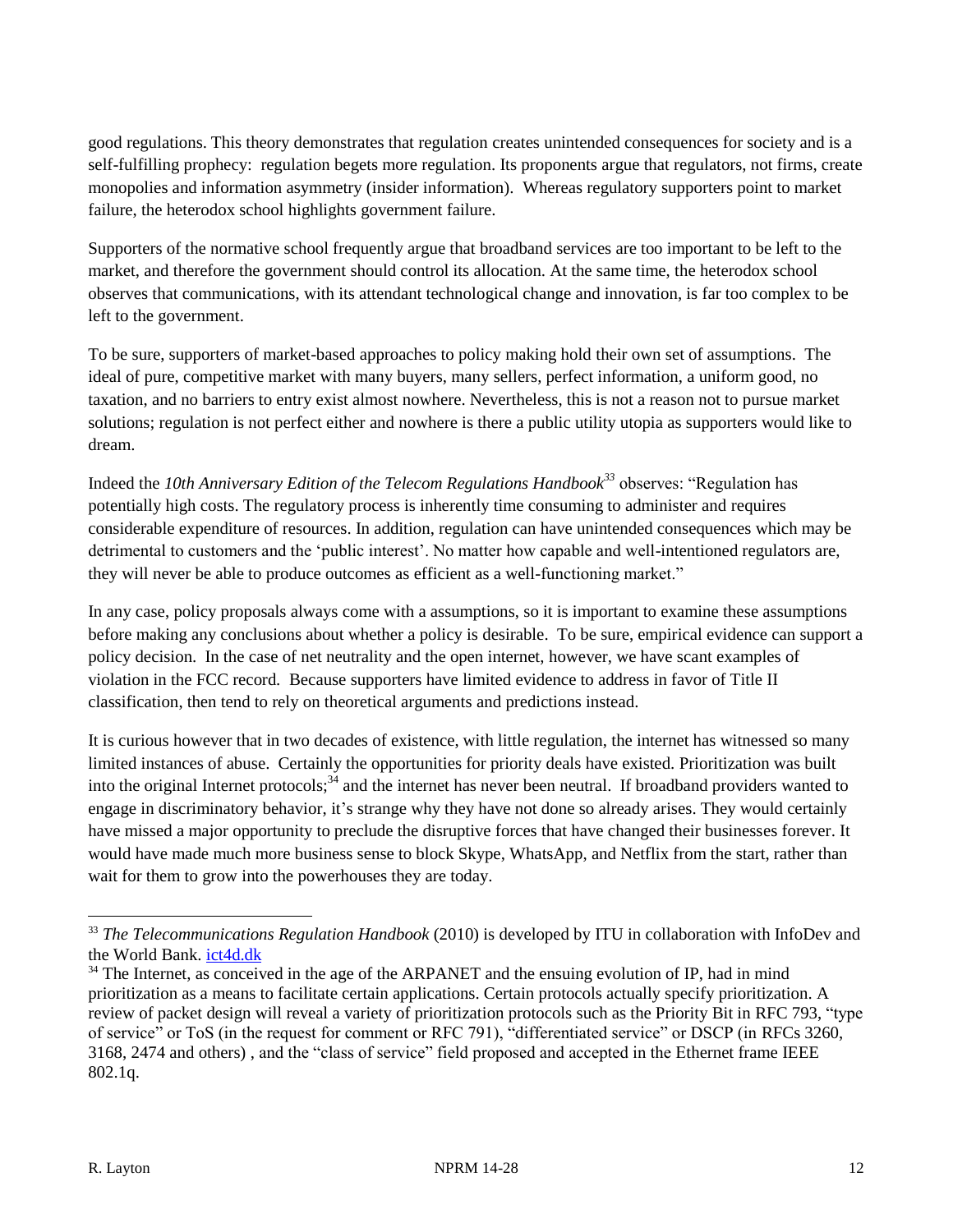good regulations. This theory demonstrates that regulation creates unintended consequences for society and is a self-fulfilling prophecy: regulation begets more regulation. Its proponents argue that regulators, not firms, create monopolies and information asymmetry (insider information). Whereas regulatory supporters point to market failure, the heterodox school highlights government failure.

Supporters of the normative school frequently argue that broadband services are too important to be left to the market, and therefore the government should control its allocation. At the same time, the heterodox school observes that communications, with its attendant technological change and innovation, is far too complex to be left to the government.

To be sure, supporters of market-based approaches to policy making hold their own set of assumptions. The ideal of pure, competitive market with many buyers, many sellers, perfect information, a uniform good, no taxation, and no barriers to entry exist almost nowhere. Nevertheless, this is not a reason not to pursue market solutions; regulation is not perfect either and nowhere is there a public utility utopia as supporters would like to dream.

Indeed the *10th Anniversary Edition of the Telecom Regulations Handbook*[33] observes: "Regulation has potentially high costs. The regulatory process is inherently time consuming to administer and requires considerable expenditure of resources. In addition, regulation can have unintended consequences which may be detrimental to customers and the 'public interest'. No matter how capable and well-intentioned regulators are, they will never be able to produce outcomes as efficient as a well-functioning market."

In any case, policy proposals always come with a assumptions, so it is important to examine these assumptions before making any conclusions about whether a policy is desirable. To be sure, empirical evidence can support a policy decision. In the case of net neutrality and the open internet, however, we have scant examples of violation in the FCC record. Because supporters have limited evidence to address in favor of Title II classification, then tend to rely on theoretical arguments and predictions instead.

It is curious however that in two decades of existence, with little regulation, the internet has witnessed so many limited instances of abuse. Certainly the opportunities for priority deals have existed. Prioritization was built into the original Internet protocols;[34] and the internet has never been neutral. If broadband providers wanted to engage in discriminatory behavior, it's strange why they have not done so already arises. They would certainly have missed a major opportunity to preclude the disruptive forces that have changed their businesses forever. It would have made much more business sense to block Skype, WhatsApp, and Netflix from the start, rather than wait for them to grow into the powerhouses they are today.

---

[33] *The Telecommunications Regulation Handbook* (2010) is developed by ITU in collaboration with InfoDev and the World Bank. [ict4d.dk](ict4d.dk)

[34] The Internet, as conceived in the age of the ARPANET and the ensuing evolution of IP, had in mind prioritization as a means to facilitate certain applications. Certain protocols actually specify prioritization. A review of packet design will reveal a variety of prioritization protocols such as the Priority Bit in RFC 793, "type of service" or ToS (in the request for comment or RFC 791), "differentiated service" or DSCP (in RFCs 3260, 3168, 2474 and others) , and the "class of service" field proposed and accepted in the Ethernet frame IEEE 802.1q.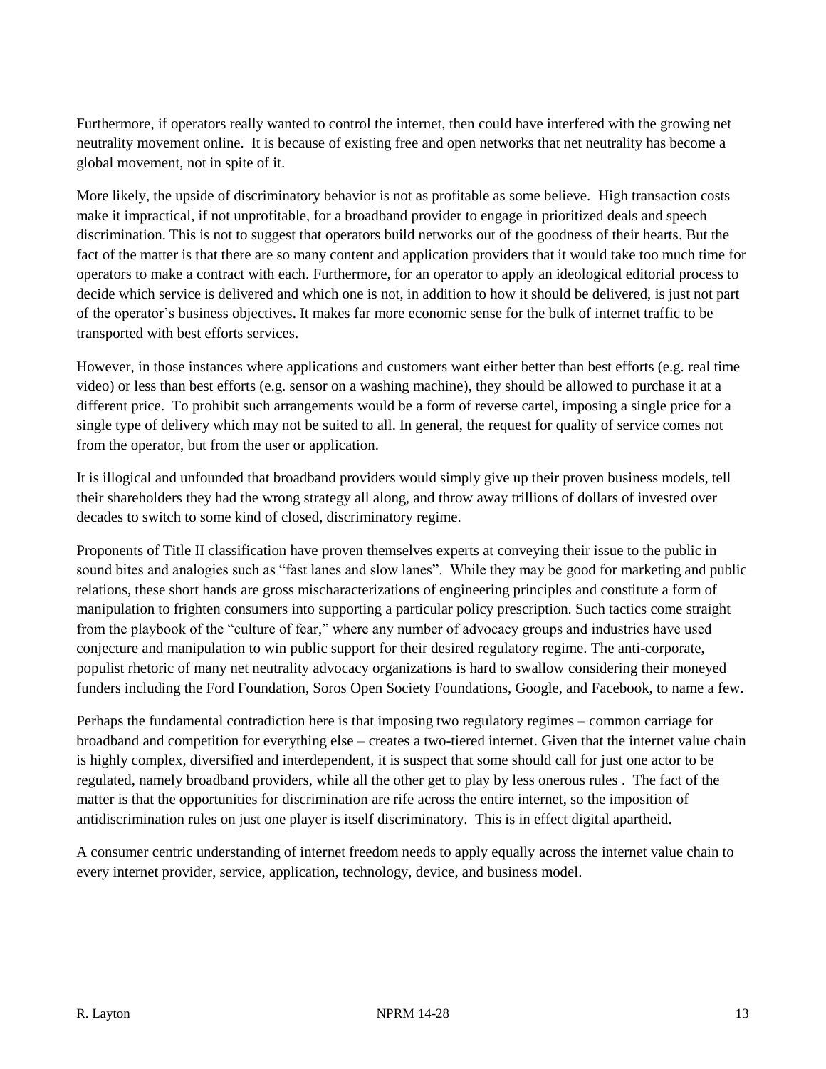Furthermore, if operators really wanted to control the internet, then could have interfered with the growing net neutrality movement online. It is because of existing free and open networks that net neutrality has become a global movement, not in spite of it.

More likely, the upside of discriminatory behavior is not as profitable as some believe. High transaction costs make it impractical, if not unprofitable, for a broadband provider to engage in prioritized deals and speech discrimination. This is not to suggest that operators build networks out of the goodness of their hearts. But the fact of the matter is that there are so many content and application providers that it would take too much time for operators to make a contract with each. Furthermore, for an operator to apply an ideological editorial process to decide which service is delivered and which one is not, in addition to how it should be delivered, is just not part of the operator's business objectives. It makes far more economic sense for the bulk of internet traffic to be transported with best efforts services.

However, in those instances where applications and customers want either better than best efforts (e.g. real time video) or less than best efforts (e.g. sensor on a washing machine), they should be allowed to purchase it at a different price. To prohibit such arrangements would be a form of reverse cartel, imposing a single price for a single type of delivery which may not be suited to all. In general, the request for quality of service comes not from the operator, but from the user or application.

It is illogical and unfounded that broadband providers would simply give up their proven business models, tell their shareholders they had the wrong strategy all along, and throw away trillions of dollars of invested over decades to switch to some kind of closed, discriminatory regime.

Proponents of Title II classification have proven themselves experts at conveying their issue to the public in sound bites and analogies such as "fast lanes and slow lanes". While they may be good for marketing and public relations, these short hands are gross mischaracterizations of engineering principles and constitute a form of manipulation to frighten consumers into supporting a particular policy prescription. Such tactics come straight from the playbook of the "culture of fear," where any number of advocacy groups and industries have used conjecture and manipulation to win public support for their desired regulatory regime. The anti-corporate, populist rhetoric of many net neutrality advocacy organizations is hard to swallow considering their moneyed funders including the Ford Foundation, Soros Open Society Foundations, Google, and Facebook, to name a few.

Perhaps the fundamental contradiction here is that imposing two regulatory regimes – common carriage for broadband and competition for everything else – creates a two-tiered internet. Given that the internet value chain is highly complex, diversified and interdependent, it is suspect that some should call for just one actor to be regulated, namely broadband providers, while all the other get to play by less onerous rules . The fact of the matter is that the opportunities for discrimination are rife across the entire internet, so the imposition of antidiscrimination rules on just one player is itself discriminatory. This is in effect digital apartheid.

A consumer centric understanding of internet freedom needs to apply equally across the internet value chain to every internet provider, service, application, technology, device, and business model.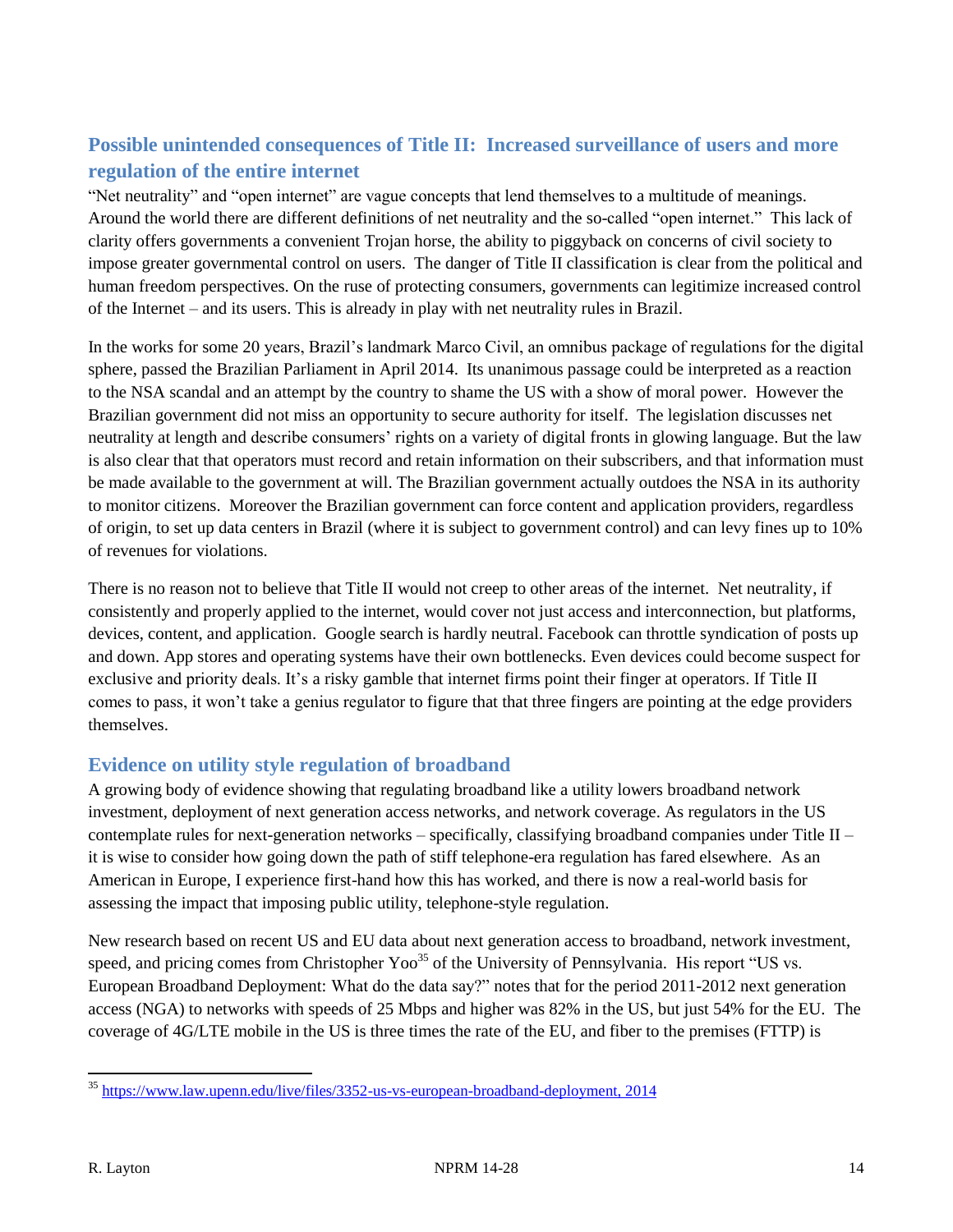## Possible unintended consequences of Title II: Increased surveillance of users and more regulation of the entire internet

"Net neutrality" and "open internet" are vague concepts that lend themselves to a multitude of meanings. Around the world there are different definitions of net neutrality and the so-called "open internet." This lack of clarity offers governments a convenient Trojan horse, the ability to piggyback on concerns of civil society to impose greater governmental control on users. The danger of Title II classification is clear from the political and human freedom perspectives. On the ruse of protecting consumers, governments can legitimize increased control of the Internet – and its users. This is already in play with net neutrality rules in Brazil.

In the works for some 20 years, Brazil's landmark Marco Civil, an omnibus package of regulations for the digital sphere, passed the Brazilian Parliament in April 2014. Its unanimous passage could be interpreted as a reaction to the NSA scandal and an attempt by the country to shame the US with a show of moral power. However the Brazilian government did not miss an opportunity to secure authority for itself. The legislation discusses net neutrality at length and describe consumers' rights on a variety of digital fronts in glowing language. But the law is also clear that that operators must record and retain information on their subscribers, and that information must be made available to the government at will. The Brazilian government actually outdoes the NSA in its authority to monitor citizens. Moreover the Brazilian government can force content and application providers, regardless of origin, to set up data centers in Brazil (where it is subject to government control) and can levy fines up to 10% of revenues for violations.

There is no reason not to believe that Title II would not creep to other areas of the internet. Net neutrality, if consistently and properly applied to the internet, would cover not just access and interconnection, but platforms, devices, content, and application. Google search is hardly neutral. Facebook can throttle syndication of posts up and down. App stores and operating systems have their own bottlenecks. Even devices could become suspect for exclusive and priority deals. It's a risky gamble that internet firms point their finger at operators. If Title II comes to pass, it won't take a genius regulator to figure that that three fingers are pointing at the edge providers themselves.

## Evidence on utility style regulation of broadband

A growing body of evidence showing that regulating broadband like a utility lowers broadband network investment, deployment of next generation access networks, and network coverage. As regulators in the US contemplate rules for next-generation networks – specifically, classifying broadband companies under Title II – it is wise to consider how going down the path of stiff telephone-era regulation has fared elsewhere. As an American in Europe, I experience first-hand how this has worked, and there is now a real-world basis for assessing the impact that imposing public utility, telephone-style regulation.

New research based on recent US and EU data about next generation access to broadband, network investment, speed, and pricing comes from Christopher Yoo[35] of the University of Pennsylvania. His report "US vs. European Broadband Deployment: What do the data say?" notes that for the period 2011-2012 next generation access (NGA) to networks with speeds of 25 Mbps and higher was 82% in the US, but just 54% for the EU. The coverage of 4G/LTE mobile in the US is three times the rate of the EU, and fiber to the premises (FTTP) is

[35] https://www.law.upenn.edu/live/files/3352-us-vs-european-broadband-deployment, 2014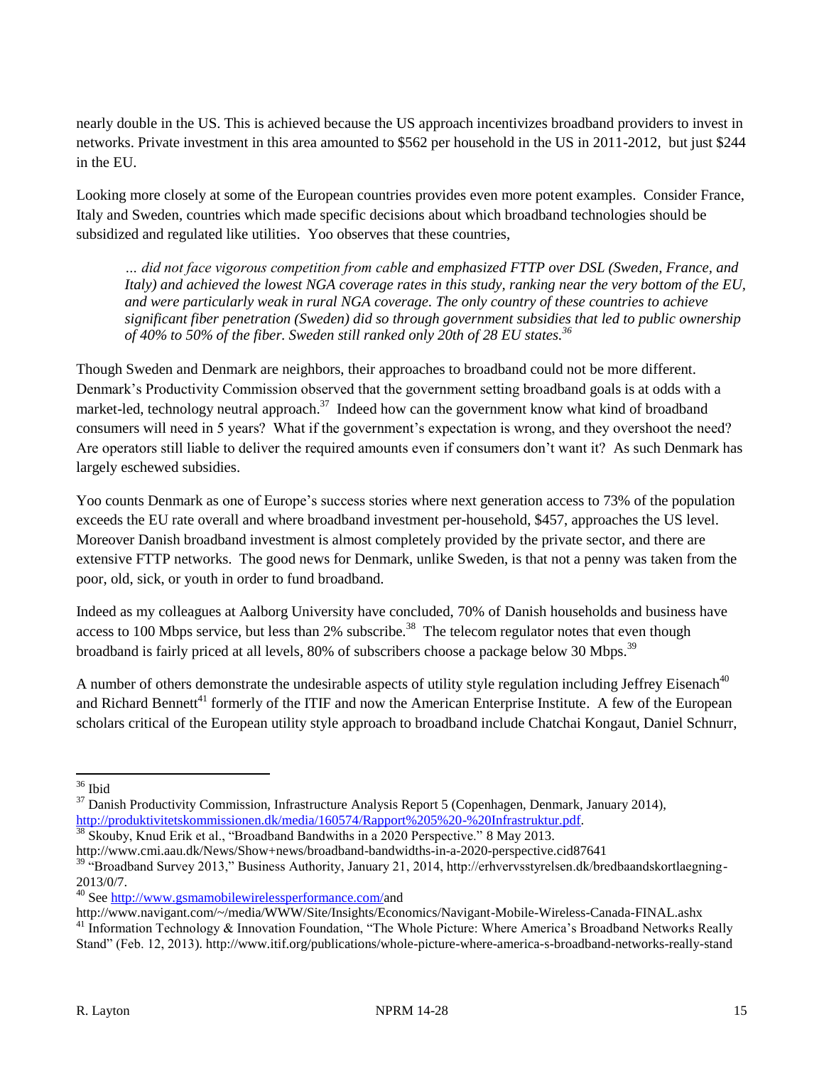nearly double in the US. This is achieved because the US approach incentivizes broadband providers to invest in networks. Private investment in this area amounted to $562 per household in the US in 2011-2012, but just $244 in the EU.

Looking more closely at some of the European countries provides even more potent examples. Consider France, Italy and Sweden, countries which made specific decisions about which broadband technologies should be subsidized and regulated like utilities. Yoo observes that these countries,

> *… did not face vigorous competition from cable and emphasized FTTP over DSL (Sweden, France, and Italy) and achieved the lowest NGA coverage rates in this study, ranking near the very bottom of the EU, and were particularly weak in rural NGA coverage. The only country of these countries to achieve significant fiber penetration (Sweden) did so through government subsidies that led to public ownership of 40% to 50% of the fiber. Sweden still ranked only 20th of 28 EU states.*[36]

Though Sweden and Denmark are neighbors, their approaches to broadband could not be more different. Denmark's Productivity Commission observed that the government setting broadband goals is at odds with a market-led, technology neutral approach.[37] Indeed how can the government know what kind of broadband consumers will need in 5 years? What if the government's expectation is wrong, and they overshoot the need? Are operators still liable to deliver the required amounts even if consumers don't want it? As such Denmark has largely eschewed subsidies.

Yoo counts Denmark as one of Europe's success stories where next generation access to 73% of the population exceeds the EU rate overall and where broadband investment per-household, $457, approaches the US level. Moreover Danish broadband investment is almost completely provided by the private sector, and there are extensive FTTP networks. The good news for Denmark, unlike Sweden, is that not a penny was taken from the poor, old, sick, or youth in order to fund broadband.

Indeed as my colleagues at Aalborg University have concluded, 70% of Danish households and business have access to 100 Mbps service, but less than 2% subscribe.[38] The telecom regulator notes that even though broadband is fairly priced at all levels, 80% of subscribers choose a package below 30 Mbps.[39]

A number of others demonstrate the undesirable aspects of utility style regulation including Jeffrey Eisenach[40] and Richard Bennett[41] formerly of the ITIF and now the American Enterprise Institute. A few of the European scholars critical of the European utility style approach to broadband include Chatchai Kongaut, Daniel Schnurr,

---

[36] Ibid

[37] Danish Productivity Commission, Infrastructure Analysis Report 5 (Copenhagen, Denmark, January 2014), http://produktivitetskommissionen.dk/media/160574/Rapport%205%20-%20Infrastruktur.pdf.

[38] Skouby, Knud Erik et al., "Broadband Bandwiths in a 2020 Perspective." 8 May 2013. http://www.cmi.aau.dk/News/Show+news/broadband-bandwidths-in-a-2020-perspective.cid87641

[39] "Broadband Survey 2013," Business Authority, January 21, 2014, http://erhvervsstyrelsen.dk/bredbaandskortlaegning-2013/0/7.

[40] See http://www.gsmamobilewirelessperformance.com/and http://www.navigant.com/~/media/WWW/Site/Insights/Economics/Navigant-Mobile-Wireless-Canada-FINAL.ashx

[41] Information Technology & Innovation Foundation, "The Whole Picture: Where America's Broadband Networks Really Stand" (Feb. 12, 2013). http://www.itif.org/publications/whole-picture-where-america-s-broadband-networks-really-stand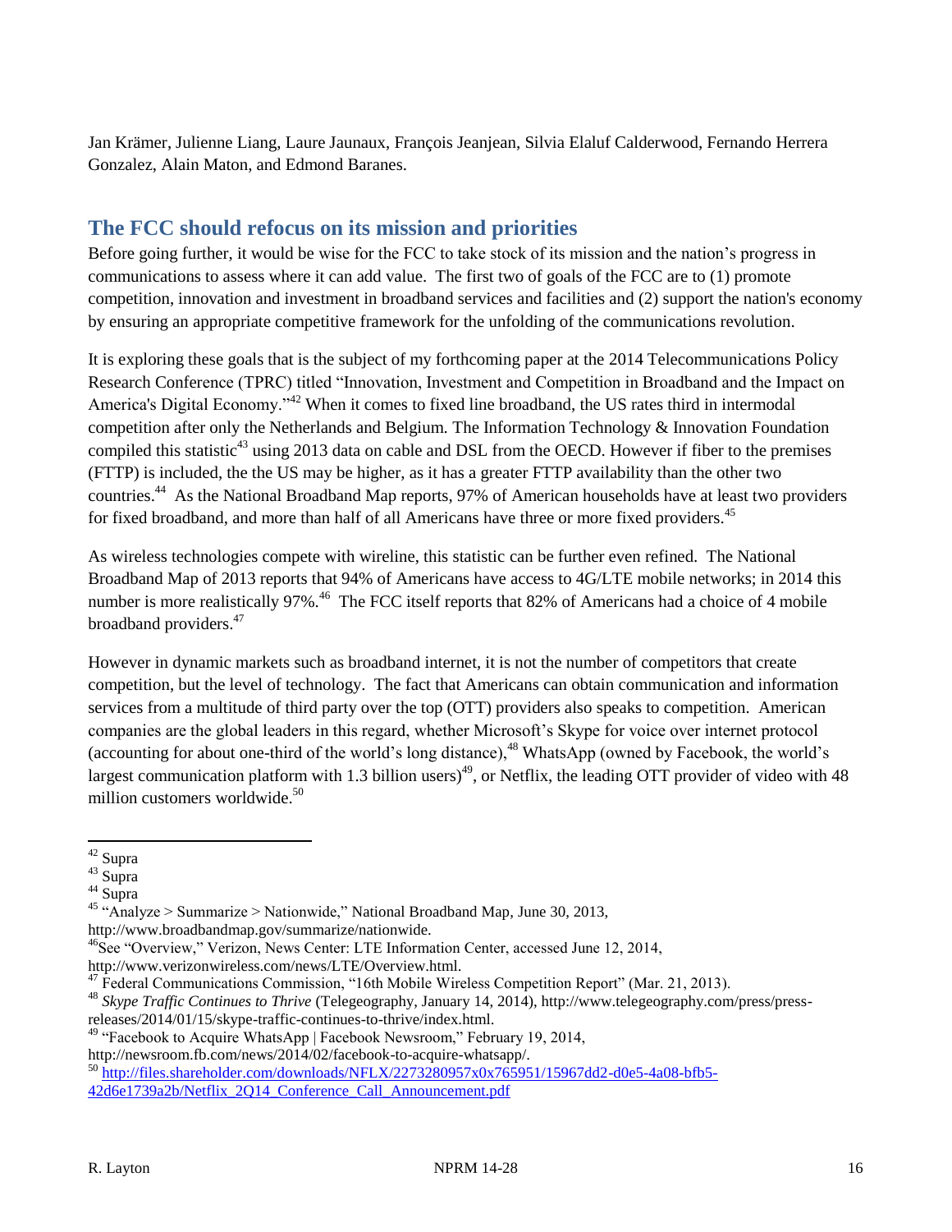Jan Krämer, Julienne Liang, Laure Jaunaux, François Jeanjean, Silvia Elaluf Calderwood, Fernando Herrera Gonzalez, Alain Maton, and Edmond Baranes.

## The FCC should refocus on its mission and priorities

Before going further, it would be wise for the FCC to take stock of its mission and the nation's progress in communications to assess where it can add value. The first two of goals of the FCC are to (1) promote competition, innovation and investment in broadband services and facilities and (2) support the nation's economy by ensuring an appropriate competitive framework for the unfolding of the communications revolution.

It is exploring these goals that is the subject of my forthcoming paper at the 2014 Telecommunications Policy Research Conference (TPRC) titled "Innovation, Investment and Competition in Broadband and the Impact on America's Digital Economy."[42] When it comes to fixed line broadband, the US rates third in intermodal competition after only the Netherlands and Belgium. The Information Technology & Innovation Foundation compiled this statistic[43] using 2013 data on cable and DSL from the OECD. However if fiber to the premises (FTTP) is included, the the US may be higher, as it has a greater FTTP availability than the other two countries.[44] As the National Broadband Map reports, 97% of American households have at least two providers for fixed broadband, and more than half of all Americans have three or more fixed providers.[45]

As wireless technologies compete with wireline, this statistic can be further even refined. The National Broadband Map of 2013 reports that 94% of Americans have access to 4G/LTE mobile networks; in 2014 this number is more realistically 97%.[46] The FCC itself reports that 82% of Americans had a choice of 4 mobile broadband providers.[47]

However in dynamic markets such as broadband internet, it is not the number of competitors that create competition, but the level of technology. The fact that Americans can obtain communication and information services from a multitude of third party over the top (OTT) providers also speaks to competition. American companies are the global leaders in this regard, whether Microsoft's Skype for voice over internet protocol (accounting for about one-third of the world's long distance),[48] WhatsApp (owned by Facebook, the world's largest communication platform with 1.3 billion users)[49], or Netflix, the leading OTT provider of video with 48 million customers worldwide.[50]

---

[42] Supra
[43] Supra
[44] Supra
[45] "Analyze > Summarize > Nationwide," National Broadband Map, June 30, 2013, http://www.broadbandmap.gov/summarize/nationwide.
[46] See "Overview," Verizon, News Center: LTE Information Center, accessed June 12, 2014, http://www.verizonwireless.com/news/LTE/Overview.html.
[47] Federal Communications Commission, "16th Mobile Wireless Competition Report" (Mar. 21, 2013).
[48] *Skype Traffic Continues to Thrive* (Telegeography, January 14, 2014), http://www.telegeography.com/press/press-releases/2014/01/15/skype-traffic-continues-to-thrive/index.html.
[49] "Facebook to Acquire WhatsApp | Facebook Newsroom," February 19, 2014, http://newsroom.fb.com/news/2014/02/facebook-to-acquire-whatsapp/.
[50] http://files.shareholder.com/downloads/NFLX/2273280957x0x765951/15967dd2-d0e5-4a08-bfb5-42d6e1739a2b/Netflix_2Q14_Conference_Call_Announcement.pdf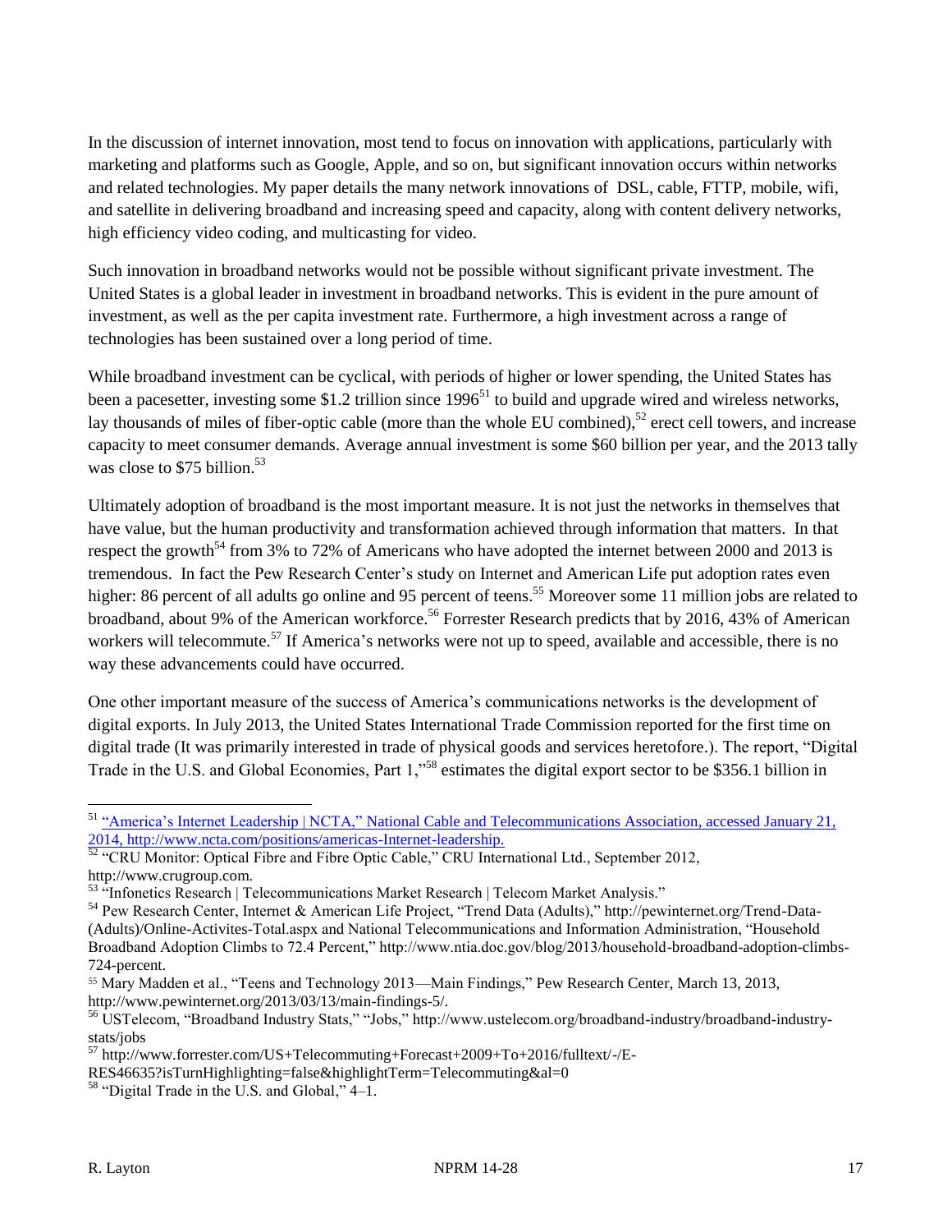In the discussion of internet innovation, most tend to focus on innovation with applications, particularly with marketing and platforms such as Google, Apple, and so on, but significant innovation occurs within networks and related technologies. My paper details the many network innovations of DSL, cable, FTTP, mobile, wifi, and satellite in delivering broadband and increasing speed and capacity, along with content delivery networks, high efficiency video coding, and multicasting for video.

Such innovation in broadband networks would not be possible without significant private investment. The United States is a global leader in investment in broadband networks. This is evident in the pure amount of investment, as well as the per capita investment rate. Furthermore, a high investment across a range of technologies has been sustained over a long period of time.

While broadband investment can be cyclical, with periods of higher or lower spending, the United States has been a pacesetter, investing some $1.2 trillion since 1996[51] to build and upgrade wired and wireless networks, lay thousands of miles of fiber-optic cable (more than the whole EU combined),[52] erect cell towers, and increase capacity to meet consumer demands. Average annual investment is some $60 billion per year, and the 2013 tally was close to $75 billion.[53]

Ultimately adoption of broadband is the most important measure. It is not just the networks in themselves that have value, but the human productivity and transformation achieved through information that matters. In that respect the growth[54] from 3% to 72% of Americans who have adopted the internet between 2000 and 2013 is tremendous. In fact the Pew Research Center's study on Internet and American Life put adoption rates even higher: 86 percent of all adults go online and 95 percent of teens.[55] Moreover some 11 million jobs are related to broadband, about 9% of the American workforce.[56] Forrester Research predicts that by 2016, 43% of American workers will telecommute.[57] If America's networks were not up to speed, available and accessible, there is no way these advancements could have occurred.

One other important measure of the success of America's communications networks is the development of digital exports. In July 2013, the United States International Trade Commission reported for the first time on digital trade (It was primarily interested in trade of physical goods and services heretofore.). The report, "Digital Trade in the U.S. and Global Economies, Part 1,"[58] estimates the digital export sector to be $356.1 billion in

---

[51] "America's Internet Leadership | NCTA," National Cable and Telecommunications Association, accessed January 21, 2014, http://www.ncta.com/positions/americas-Internet-leadership.

[52] "CRU Monitor: Optical Fibre and Fibre Optic Cable," CRU International Ltd., September 2012, http://www.crugroup.com.

[53] "Infonetics Research | Telecommunications Market Research | Telecom Market Analysis."

[54] Pew Research Center, Internet & American Life Project, "Trend Data (Adults)," http://pewinternet.org/Trend-Data-(Adults)/Online-Activites-Total.aspx and National Telecommunications and Information Administration, "Household Broadband Adoption Climbs to 72.4 Percent," http://www.ntia.doc.gov/blog/2013/household-broadband-adoption-climbs-724-percent.

[55] Mary Madden et al., "Teens and Technology 2013—Main Findings," Pew Research Center, March 13, 2013, http://www.pewinternet.org/2013/03/13/main-findings-5/.

[56] USTelecom, "Broadband Industry Stats," "Jobs," http://www.ustelecom.org/broadband-industry/broadband-industry-stats/jobs

[57] http://www.forrester.com/US+Telecommuting+Forecast+2009+To+2016/fulltext/-/E-RES46635?isTurnHighlighting=false&highlightTerm=Telecommuting&al=0

[58] "Digital Trade in the U.S. and Global," 4–1.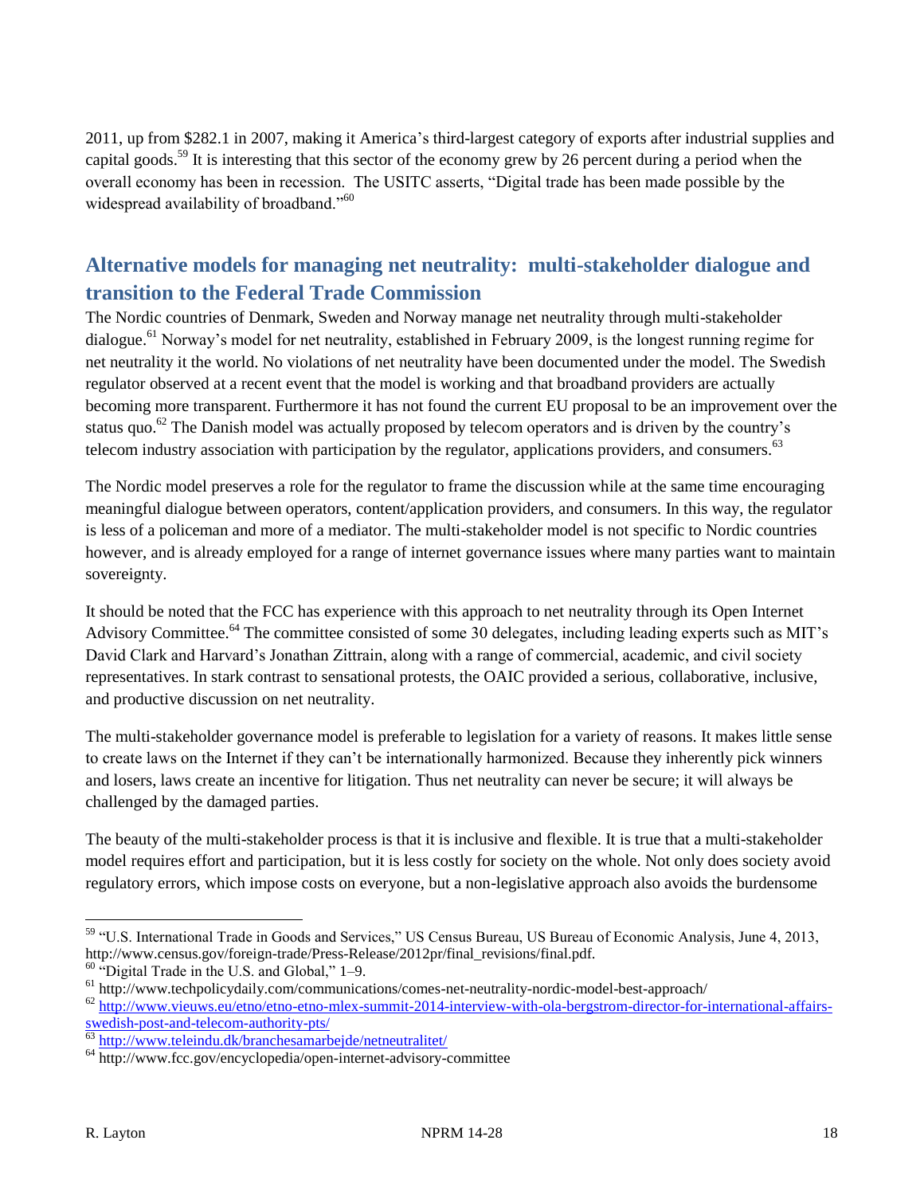2011, up from $282.1 in 2007, making it America's third-largest category of exports after industrial supplies and capital goods.[59] It is interesting that this sector of the economy grew by 26 percent during a period when the overall economy has been in recession. The USITC asserts, "Digital trade has been made possible by the widespread availability of broadband."[60]

## Alternative models for managing net neutrality: multi-stakeholder dialogue and transition to the Federal Trade Commission

The Nordic countries of Denmark, Sweden and Norway manage net neutrality through multi-stakeholder dialogue.[61] Norway's model for net neutrality, established in February 2009, is the longest running regime for net neutrality it the world. No violations of net neutrality have been documented under the model. The Swedish regulator observed at a recent event that the model is working and that broadband providers are actually becoming more transparent. Furthermore it has not found the current EU proposal to be an improvement over the status quo.[62] The Danish model was actually proposed by telecom operators and is driven by the country's telecom industry association with participation by the regulator, applications providers, and consumers.[63]

The Nordic model preserves a role for the regulator to frame the discussion while at the same time encouraging meaningful dialogue between operators, content/application providers, and consumers. In this way, the regulator is less of a policeman and more of a mediator. The multi-stakeholder model is not specific to Nordic countries however, and is already employed for a range of internet governance issues where many parties want to maintain sovereignty.

It should be noted that the FCC has experience with this approach to net neutrality through its Open Internet Advisory Committee.[64] The committee consisted of some 30 delegates, including leading experts such as MIT's David Clark and Harvard's Jonathan Zittrain, along with a range of commercial, academic, and civil society representatives. In stark contrast to sensational protests, the OAIC provided a serious, collaborative, inclusive, and productive discussion on net neutrality.

The multi-stakeholder governance model is preferable to legislation for a variety of reasons. It makes little sense to create laws on the Internet if they can't be internationally harmonized. Because they inherently pick winners and losers, laws create an incentive for litigation. Thus net neutrality can never be secure; it will always be challenged by the damaged parties.

The beauty of the multi-stakeholder process is that it is inclusive and flexible. It is true that a multi-stakeholder model requires effort and participation, but it is less costly for society on the whole. Not only does society avoid regulatory errors, which impose costs on everyone, but a non-legislative approach also avoids the burdensome

---

[59] "U.S. International Trade in Goods and Services," US Census Bureau, US Bureau of Economic Analysis, June 4, 2013, http://www.census.gov/foreign-trade/Press-Release/2012pr/final_revisions/final.pdf.

[60] "Digital Trade in the U.S. and Global," 1–9.

[61] http://www.techpolicydaily.com/communications/comes-net-neutrality-nordic-model-best-approach/

[62] http://www.vieuws.eu/etno/etno-etno-mlex-summit-2014-interview-with-ola-bergstrom-director-for-international-affairs-swedish-post-and-telecom-authority-pts/

[63] http://www.teleindu.dk/branchesamarbejde/netneutralitet/

[64] http://www.fcc.gov/encyclopedia/open-internet-advisory-committee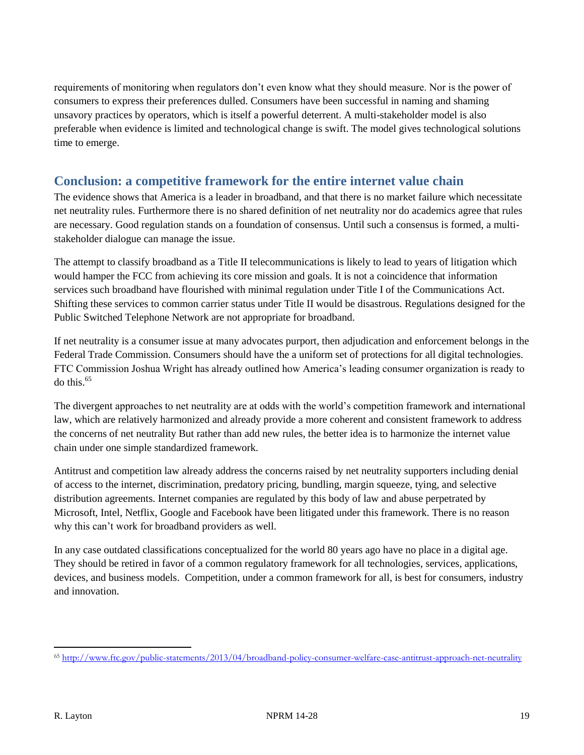requirements of monitoring when regulators don't even know what they should measure. Nor is the power of consumers to express their preferences dulled. Consumers have been successful in naming and shaming unsavory practices by operators, which is itself a powerful deterrent. A multi-stakeholder model is also preferable when evidence is limited and technological change is swift. The model gives technological solutions time to emerge.

## Conclusion: a competitive framework for the entire internet value chain

The evidence shows that America is a leader in broadband, and that there is no market failure which necessitate net neutrality rules. Furthermore there is no shared definition of net neutrality nor do academics agree that rules are necessary. Good regulation stands on a foundation of consensus. Until such a consensus is formed, a multi-stakeholder dialogue can manage the issue.

The attempt to classify broadband as a Title II telecommunications is likely to lead to years of litigation which would hamper the FCC from achieving its core mission and goals. It is not a coincidence that information services such broadband have flourished with minimal regulation under Title I of the Communications Act. Shifting these services to common carrier status under Title II would be disastrous. Regulations designed for the Public Switched Telephone Network are not appropriate for broadband.

If net neutrality is a consumer issue at many advocates purport, then adjudication and enforcement belongs in the Federal Trade Commission. Consumers should have the a uniform set of protections for all digital technologies. FTC Commission Joshua Wright has already outlined how America's leading consumer organization is ready to do this.[65]

The divergent approaches to net neutrality are at odds with the world's competition framework and international law, which are relatively harmonized and already provide a more coherent and consistent framework to address the concerns of net neutrality But rather than add new rules, the better idea is to harmonize the internet value chain under one simple standardized framework.

Antitrust and competition law already address the concerns raised by net neutrality supporters including denial of access to the internet, discrimination, predatory pricing, bundling, margin squeeze, tying, and selective distribution agreements. Internet companies are regulated by this body of law and abuse perpetrated by Microsoft, Intel, Netflix, Google and Facebook have been litigated under this framework. There is no reason why this can't work for broadband providers as well.

In any case outdated classifications conceptualized for the world 80 years ago have no place in a digital age. They should be retired in favor of a common regulatory framework for all technologies, services, applications, devices, and business models. Competition, under a common framework for all, is best for consumers, industry and innovation.

---

[65] http://www.ftc.gov/public-statements/2013/04/broadband-policy-consumer-welfare-case-antitrust-approach-net-neutrality